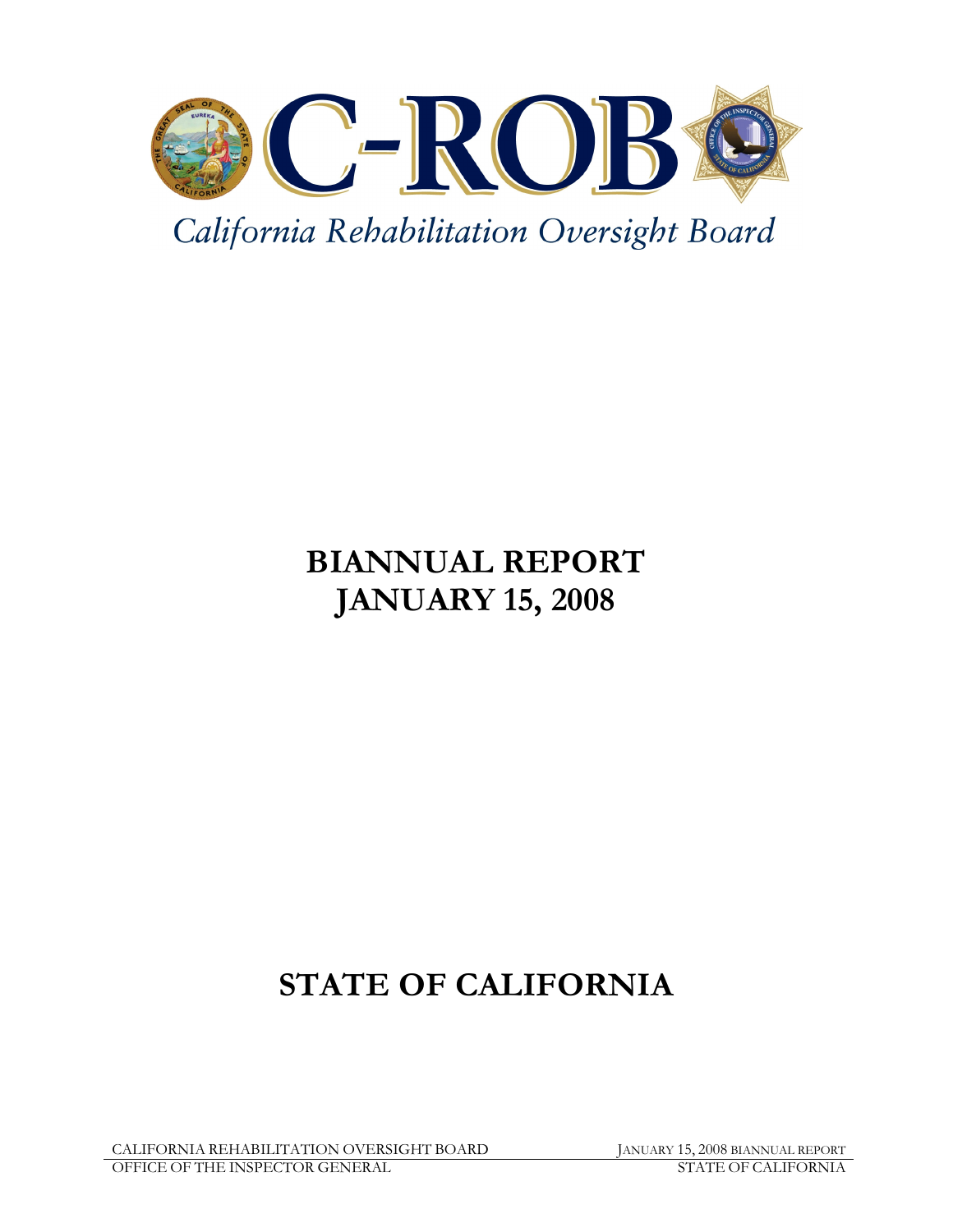# C-ROB

*California Rehabilitation Oversight Board*

# BIANNUAL REPORT
# JANUARY 15, 2008

# STATE OF CALIFORNIA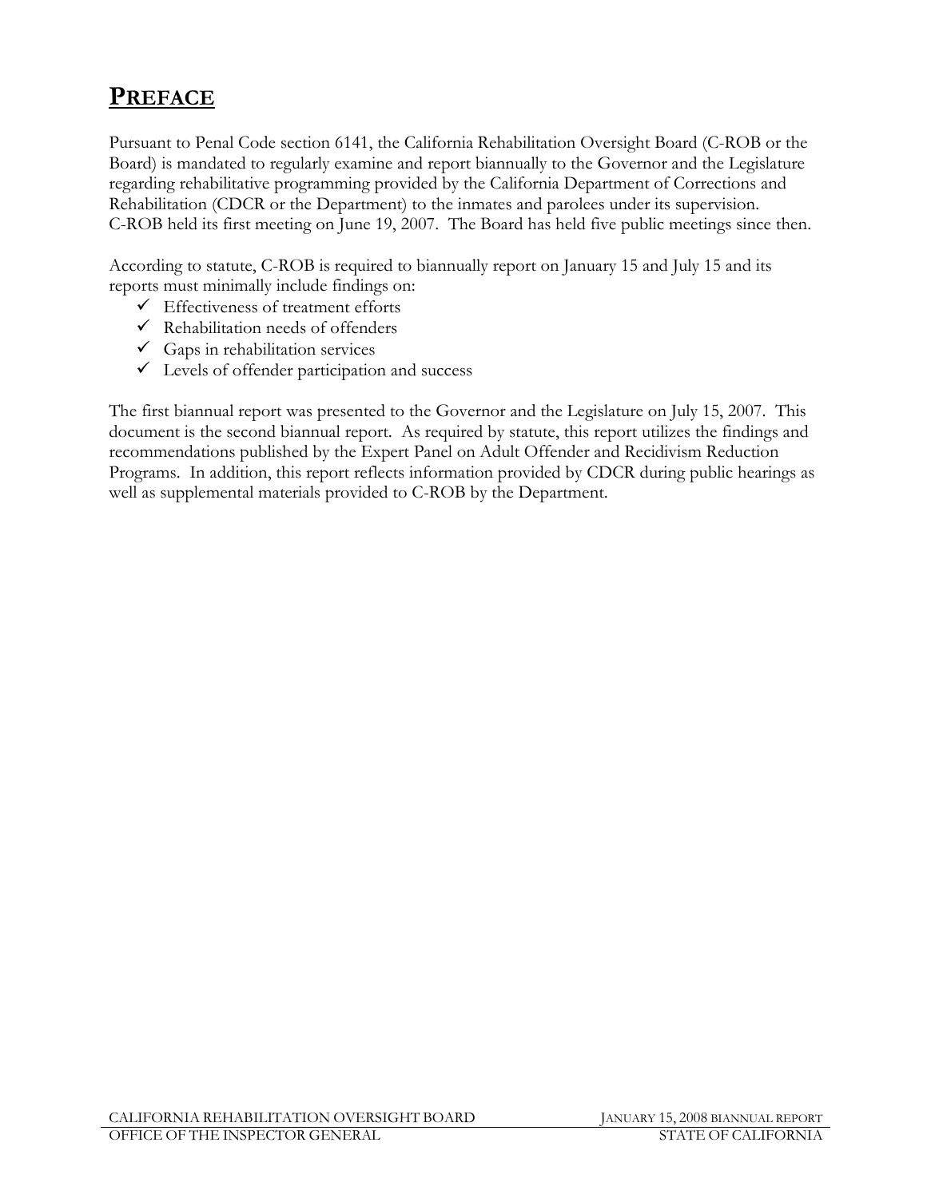# PREFACE

Pursuant to Penal Code section 6141, the California Rehabilitation Oversight Board (C-ROB or the Board) is mandated to regularly examine and report biannually to the Governor and the Legislature regarding rehabilitative programming provided by the California Department of Corrections and Rehabilitation (CDCR or the Department) to the inmates and parolees under its supervision. C-ROB held its first meeting on June 19, 2007. The Board has held five public meetings since then.

According to statute, C-ROB is required to biannually report on January 15 and July 15 and its reports must minimally include findings on:

- ✓ Effectiveness of treatment efforts
- ✓ Rehabilitation needs of offenders
- ✓ Gaps in rehabilitation services
- ✓ Levels of offender participation and success

The first biannual report was presented to the Governor and the Legislature on July 15, 2007. This document is the second biannual report. As required by statute, this report utilizes the findings and recommendations published by the Expert Panel on Adult Offender and Recidivism Reduction Programs. In addition, this report reflects information provided by CDCR during public hearings as well as supplemental materials provided to C-ROB by the Department.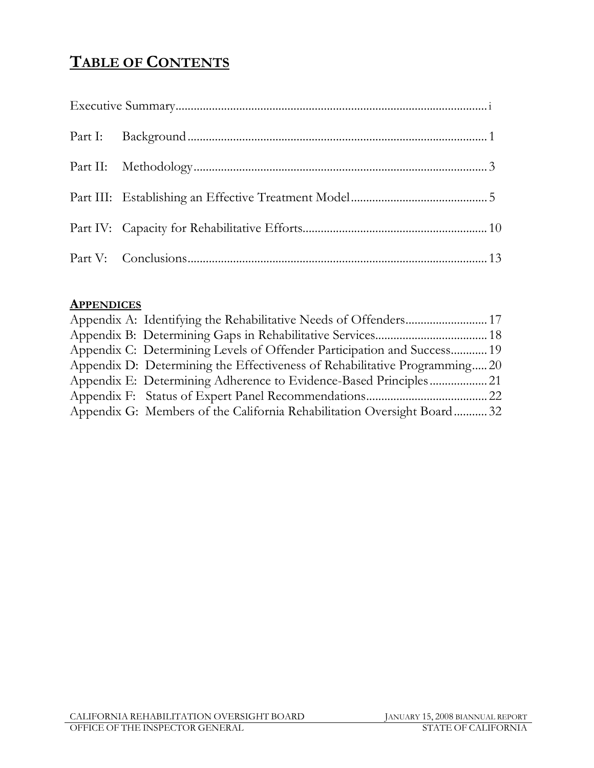# TABLE OF CONTENTS

Executive Summary....................................................................................................i

Part I: Background.................................................................................................1

Part II: Methodology...............................................................................................3

Part III: Establishing an Effective Treatment Model............................................5

Part IV: Capacity for Rehabilitative Efforts..........................................................10

Part V: Conclusions...............................................................................................13

**APPENDICES**

Appendix A: Identifying the Rehabilitative Needs of Offenders..........................17
Appendix B: Determining Gaps in Rehabilitative Services....................................18
Appendix C: Determining Levels of Offender Participation and Success............19
Appendix D: Determining the Effectiveness of Rehabilitative Programming.....20
Appendix E: Determining Adherence to Evidence-Based Principles...................21
Appendix F: Status of Expert Panel Recommendations.......................................22
Appendix G: Members of the California Rehabilitation Oversight Board...........32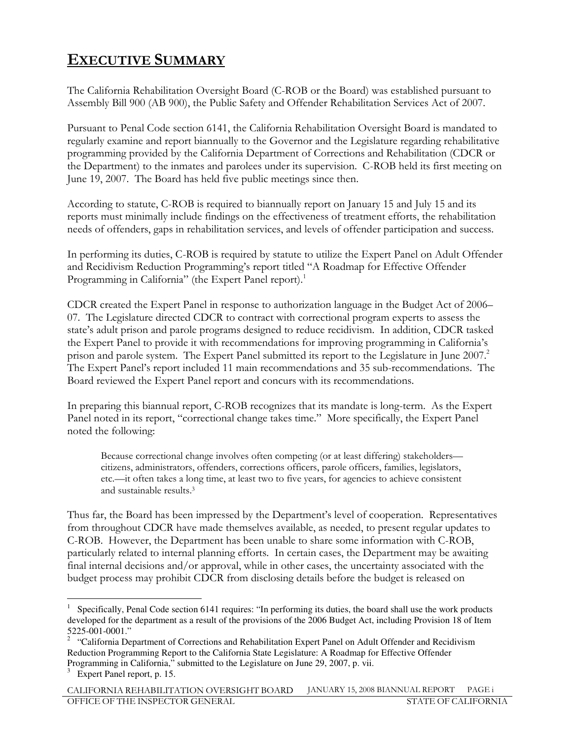# EXECUTIVE SUMMARY

The California Rehabilitation Oversight Board (C-ROB or the Board) was established pursuant to Assembly Bill 900 (AB 900), the Public Safety and Offender Rehabilitation Services Act of 2007.

Pursuant to Penal Code section 6141, the California Rehabilitation Oversight Board is mandated to regularly examine and report biannually to the Governor and the Legislature regarding rehabilitative programming provided by the California Department of Corrections and Rehabilitation (CDCR or the Department) to the inmates and parolees under its supervision. C-ROB held its first meeting on June 19, 2007. The Board has held five public meetings since then.

According to statute, C-ROB is required to biannually report on January 15 and July 15 and its reports must minimally include findings on the effectiveness of treatment efforts, the rehabilitation needs of offenders, gaps in rehabilitation services, and levels of offender participation and success.

In performing its duties, C-ROB is required by statute to utilize the Expert Panel on Adult Offender and Recidivism Reduction Programming's report titled "A Roadmap for Effective Offender Programming in California" (the Expert Panel report).[1]

CDCR created the Expert Panel in response to authorization language in the Budget Act of 2006–07. The Legislature directed CDCR to contract with correctional program experts to assess the state's adult prison and parole programs designed to reduce recidivism. In addition, CDCR tasked the Expert Panel to provide it with recommendations for improving programming in California's prison and parole system. The Expert Panel submitted its report to the Legislature in June 2007.[2] The Expert Panel's report included 11 main recommendations and 35 sub-recommendations. The Board reviewed the Expert Panel report and concurs with its recommendations.

In preparing this biannual report, C-ROB recognizes that its mandate is long-term. As the Expert Panel noted in its report, "correctional change takes time." More specifically, the Expert Panel noted the following:

> Because correctional change involves often competing (or at least differing) stakeholders—citizens, administrators, offenders, corrections officers, parole officers, families, legislators, etc.—it often takes a long time, at least two to five years, for agencies to achieve consistent and sustainable results.[3]

Thus far, the Board has been impressed by the Department's level of cooperation. Representatives from throughout CDCR have made themselves available, as needed, to present regular updates to C-ROB. However, the Department has been unable to share some information with C-ROB, particularly related to internal planning efforts. In certain cases, the Department may be awaiting final internal decisions and/or approval, while in other cases, the uncertainty associated with the budget process may prohibit CDCR from disclosing details before the budget is released on

---

[1] Specifically, Penal Code section 6141 requires: "In performing its duties, the board shall use the work products developed for the department as a result of the provisions of the 2006 Budget Act, including Provision 18 of Item 5225-001-0001."

[2] "California Department of Corrections and Rehabilitation Expert Panel on Adult Offender and Recidivism Reduction Programming Report to the California State Legislature: A Roadmap for Effective Offender Programming in California," submitted to the Legislature on June 29, 2007, p. vii.

[3] Expert Panel report, p. 15.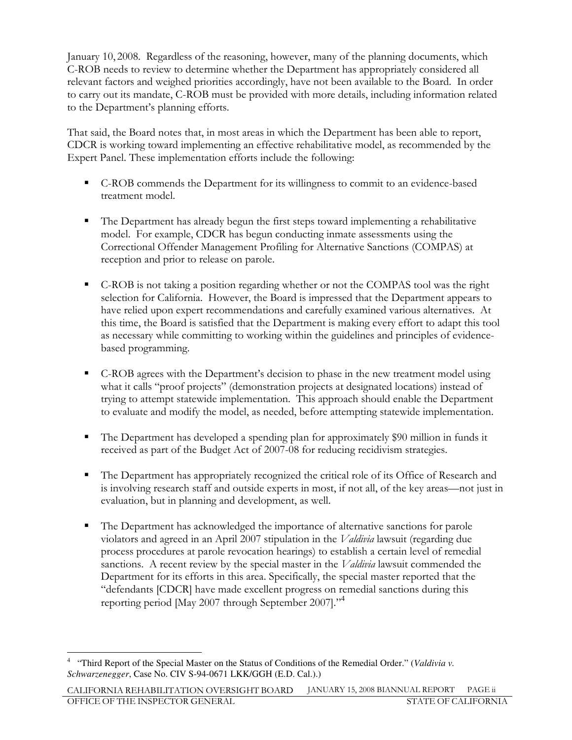January 10, 2008. Regardless of the reasoning, however, many of the planning documents, which C-ROB needs to review to determine whether the Department has appropriately considered all relevant factors and weighed priorities accordingly, have not been available to the Board. In order to carry out its mandate, C-ROB must be provided with more details, including information related to the Department's planning efforts.

That said, the Board notes that, in most areas in which the Department has been able to report, CDCR is working toward implementing an effective rehabilitative model, as recommended by the Expert Panel. These implementation efforts include the following:

- C-ROB commends the Department for its willingness to commit to an evidence-based treatment model.
- The Department has already begun the first steps toward implementing a rehabilitative model. For example, CDCR has begun conducting inmate assessments using the Correctional Offender Management Profiling for Alternative Sanctions (COMPAS) at reception and prior to release on parole.
- C-ROB is not taking a position regarding whether or not the COMPAS tool was the right selection for California. However, the Board is impressed that the Department appears to have relied upon expert recommendations and carefully examined various alternatives. At this time, the Board is satisfied that the Department is making every effort to adapt this tool as necessary while committing to working within the guidelines and principles of evidence-based programming.
- C-ROB agrees with the Department's decision to phase in the new treatment model using what it calls "proof projects" (demonstration projects at designated locations) instead of trying to attempt statewide implementation. This approach should enable the Department to evaluate and modify the model, as needed, before attempting statewide implementation.
- The Department has developed a spending plan for approximately $90 million in funds it received as part of the Budget Act of 2007-08 for reducing recidivism strategies.
- The Department has appropriately recognized the critical role of its Office of Research and is involving research staff and outside experts in most, if not all, of the key areas—not just in evaluation, but in planning and development, as well.
- The Department has acknowledged the importance of alternative sanctions for parole violators and agreed in an April 2007 stipulation in the *Valdivia* lawsuit (regarding due process procedures at parole revocation hearings) to establish a certain level of remedial sanctions. A recent review by the special master in the *Valdivia* lawsuit commended the Department for its efforts in this area. Specifically, the special master reported that the "defendants [CDCR] have made excellent progress on remedial sanctions during this reporting period [May 2007 through September 2007]."[4]

---

[4] "Third Report of the Special Master on the Status of Conditions of the Remedial Order." (*Valdivia v. Schwarzenegger*, Case No. CIV S-94-0671 LKK/GGH (E.D. Cal.).)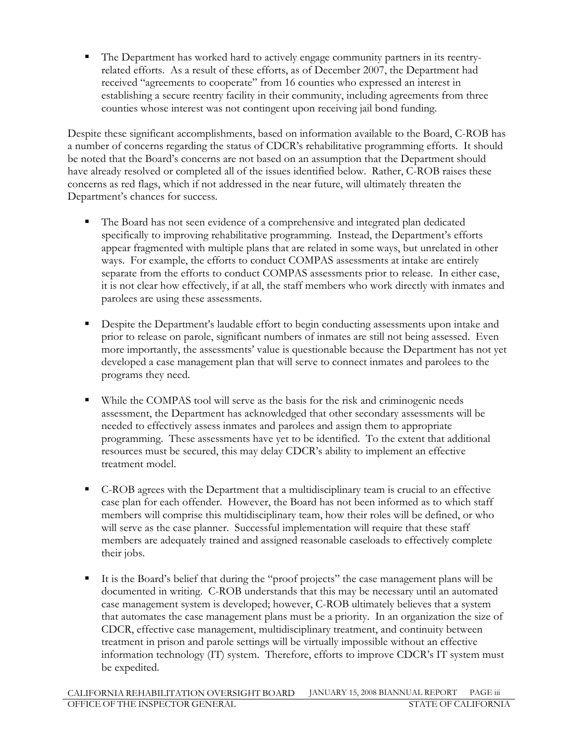- The Department has worked hard to actively engage community partners in its reentry-related efforts. As a result of these efforts, as of December 2007, the Department had received "agreements to cooperate" from 16 counties who expressed an interest in establishing a secure reentry facility in their community, including agreements from three counties whose interest was not contingent upon receiving jail bond funding.

Despite these significant accomplishments, based on information available to the Board, C-ROB has a number of concerns regarding the status of CDCR's rehabilitative programming efforts. It should be noted that the Board's concerns are not based on an assumption that the Department should have already resolved or completed all of the issues identified below. Rather, C-ROB raises these concerns as red flags, which if not addressed in the near future, will ultimately threaten the Department's chances for success.

- The Board has not seen evidence of a comprehensive and integrated plan dedicated specifically to improving rehabilitative programming. Instead, the Department's efforts appear fragmented with multiple plans that are related in some ways, but unrelated in other ways. For example, the efforts to conduct COMPAS assessments at intake are entirely separate from the efforts to conduct COMPAS assessments prior to release. In either case, it is not clear how effectively, if at all, the staff members who work directly with inmates and parolees are using these assessments.

- Despite the Department's laudable effort to begin conducting assessments upon intake and prior to release on parole, significant numbers of inmates are still not being assessed. Even more importantly, the assessments' value is questionable because the Department has not yet developed a case management plan that will serve to connect inmates and parolees to the programs they need.

- While the COMPAS tool will serve as the basis for the risk and criminogenic needs assessment, the Department has acknowledged that other secondary assessments will be needed to effectively assess inmates and parolees and assign them to appropriate programming. These assessments have yet to be identified. To the extent that additional resources must be secured, this may delay CDCR's ability to implement an effective treatment model.

- C-ROB agrees with the Department that a multidisciplinary team is crucial to an effective case plan for each offender. However, the Board has not been informed as to which staff members will comprise this multidisciplinary team, how their roles will be defined, or who will serve as the case planner. Successful implementation will require that these staff members are adequately trained and assigned reasonable caseloads to effectively complete their jobs.

- It is the Board's belief that during the "proof projects" the case management plans will be documented in writing. C-ROB understands that this may be necessary until an automated case management system is developed; however, C-ROB ultimately believes that a system that automates the case management plans must be a priority. In an organization the size of CDCR, effective case management, multidisciplinary treatment, and continuity between treatment in prison and parole settings will be virtually impossible without an effective information technology (IT) system. Therefore, efforts to improve CDCR's IT system must be expedited.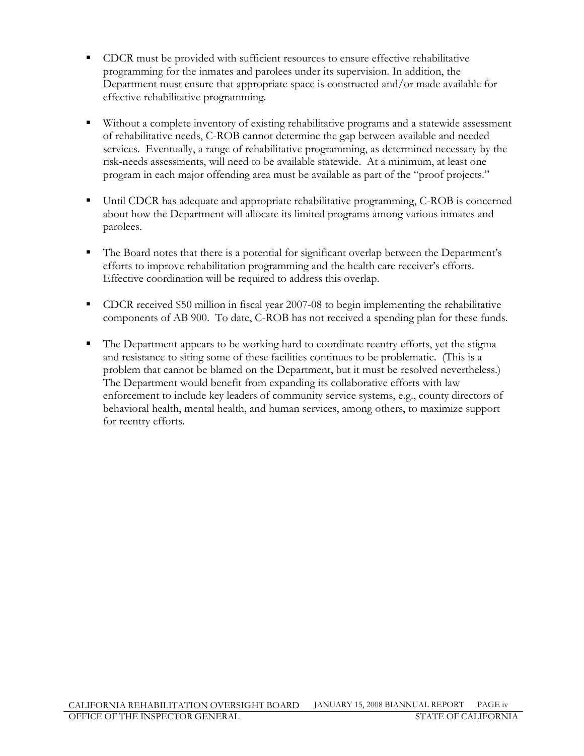- CDCR must be provided with sufficient resources to ensure effective rehabilitative programming for the inmates and parolees under its supervision. In addition, the Department must ensure that appropriate space is constructed and/or made available for effective rehabilitative programming.

- Without a complete inventory of existing rehabilitative programs and a statewide assessment of rehabilitative needs, C-ROB cannot determine the gap between available and needed services. Eventually, a range of rehabilitative programming, as determined necessary by the risk-needs assessments, will need to be available statewide. At a minimum, at least one program in each major offending area must be available as part of the "proof projects."

- Until CDCR has adequate and appropriate rehabilitative programming, C-ROB is concerned about how the Department will allocate its limited programs among various inmates and parolees.

- The Board notes that there is a potential for significant overlap between the Department's efforts to improve rehabilitation programming and the health care receiver's efforts. Effective coordination will be required to address this overlap.

- CDCR received $50 million in fiscal year 2007-08 to begin implementing the rehabilitative components of AB 900. To date, C-ROB has not received a spending plan for these funds.

- The Department appears to be working hard to coordinate reentry efforts, yet the stigma and resistance to siting some of these facilities continues to be problematic. (This is a problem that cannot be blamed on the Department, but it must be resolved nevertheless.) The Department would benefit from expanding its collaborative efforts with law enforcement to include key leaders of community service systems, e.g., county directors of behavioral health, mental health, and human services, among others, to maximize support for reentry efforts.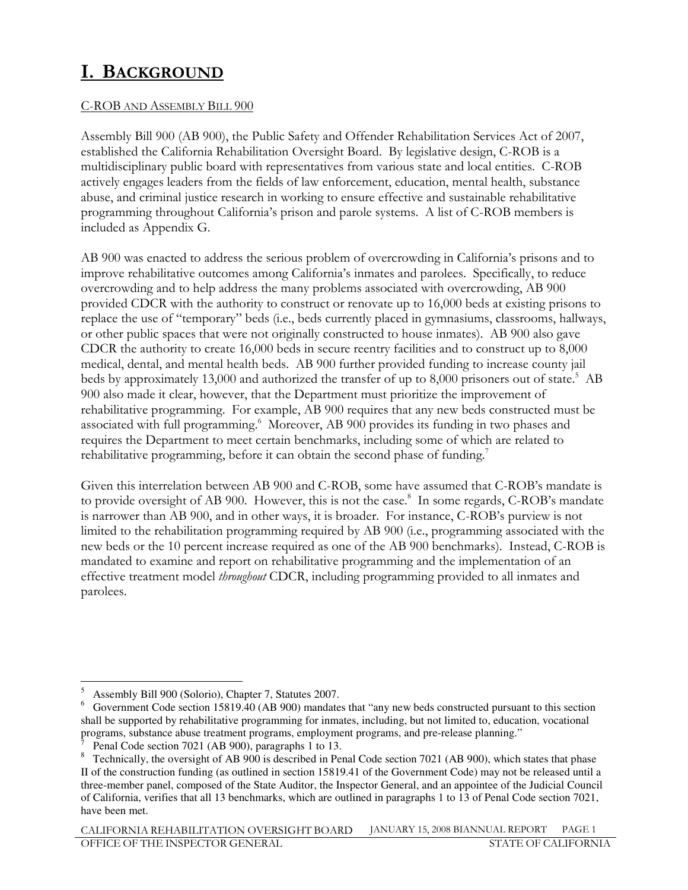# I. BACKGROUND

C-ROB AND ASSEMBLY BILL 900

Assembly Bill 900 (AB 900), the Public Safety and Offender Rehabilitation Services Act of 2007, established the California Rehabilitation Oversight Board. By legislative design, C-ROB is a multidisciplinary public board with representatives from various state and local entities. C-ROB actively engages leaders from the fields of law enforcement, education, mental health, substance abuse, and criminal justice research in working to ensure effective and sustainable rehabilitative programming throughout California's prison and parole systems. A list of C-ROB members is included as Appendix G.

AB 900 was enacted to address the serious problem of overcrowding in California's prisons and to improve rehabilitative outcomes among California's inmates and parolees. Specifically, to reduce overcrowding and to help address the many problems associated with overcrowding, AB 900 provided CDCR with the authority to construct or renovate up to 16,000 beds at existing prisons to replace the use of "temporary" beds (i.e., beds currently placed in gymnasiums, classrooms, hallways, or other public spaces that were not originally constructed to house inmates). AB 900 also gave CDCR the authority to create 16,000 beds in secure reentry facilities and to construct up to 8,000 medical, dental, and mental health beds. AB 900 further provided funding to increase county jail beds by approximately 13,000 and authorized the transfer of up to 8,000 prisoners out of state.[5] AB 900 also made it clear, however, that the Department must prioritize the improvement of rehabilitative programming. For example, AB 900 requires that any new beds constructed must be associated with full programming.[6] Moreover, AB 900 provides its funding in two phases and requires the Department to meet certain benchmarks, including some of which are related to rehabilitative programming, before it can obtain the second phase of funding.[7]

Given this interrelation between AB 900 and C-ROB, some have assumed that C-ROB's mandate is to provide oversight of AB 900. However, this is not the case.[8] In some regards, C-ROB's mandate is narrower than AB 900, and in other ways, it is broader. For instance, C-ROB's purview is not limited to the rehabilitation programming required by AB 900 (i.e., programming associated with the new beds or the 10 percent increase required as one of the AB 900 benchmarks). Instead, C-ROB is mandated to examine and report on rehabilitative programming and the implementation of an effective treatment model *throughout* CDCR, including programming provided to all inmates and parolees.

---

[5] Assembly Bill 900 (Solorio), Chapter 7, Statutes 2007.

[6] Government Code section 15819.40 (AB 900) mandates that "any new beds constructed pursuant to this section shall be supported by rehabilitative programming for inmates, including, but not limited to, education, vocational programs, substance abuse treatment programs, employment programs, and pre-release planning."

[7] Penal Code section 7021 (AB 900), paragraphs 1 to 13.

[8] Technically, the oversight of AB 900 is described in Penal Code section 7021 (AB 900), which states that phase II of the construction funding (as outlined in section 15819.41 of the Government Code) may not be released until a three-member panel, composed of the State Auditor, the Inspector General, and an appointee of the Judicial Council of California, verifies that all 13 benchmarks, which are outlined in paragraphs 1 to 13 of Penal Code section 7021, have been met.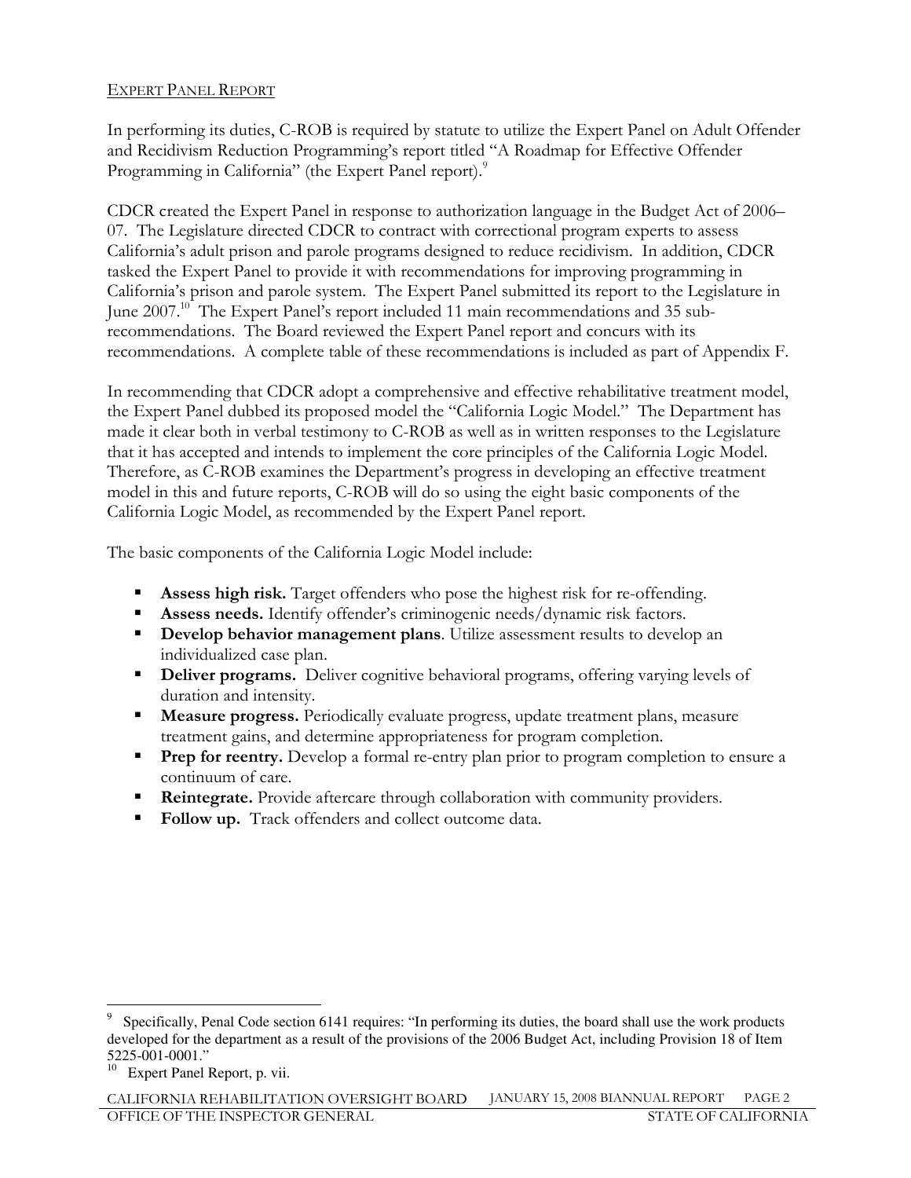## EXPERT PANEL REPORT

In performing its duties, C-ROB is required by statute to utilize the Expert Panel on Adult Offender and Recidivism Reduction Programming's report titled "A Roadmap for Effective Offender Programming in California" (the Expert Panel report).[9]

CDCR created the Expert Panel in response to authorization language in the Budget Act of 2006–07. The Legislature directed CDCR to contract with correctional program experts to assess California's adult prison and parole programs designed to reduce recidivism. In addition, CDCR tasked the Expert Panel to provide it with recommendations for improving programming in California's prison and parole system. The Expert Panel submitted its report to the Legislature in June 2007.[10] The Expert Panel's report included 11 main recommendations and 35 sub-recommendations. The Board reviewed the Expert Panel report and concurs with its recommendations. A complete table of these recommendations is included as part of Appendix F.

In recommending that CDCR adopt a comprehensive and effective rehabilitative treatment model, the Expert Panel dubbed its proposed model the "California Logic Model." The Department has made it clear both in verbal testimony to C-ROB as well as in written responses to the Legislature that it has accepted and intends to implement the core principles of the California Logic Model. Therefore, as C-ROB examines the Department's progress in developing an effective treatment model in this and future reports, C-ROB will do so using the eight basic components of the California Logic Model, as recommended by the Expert Panel report.

The basic components of the California Logic Model include:

- **Assess high risk.** Target offenders who pose the highest risk for re-offending.
- **Assess needs.** Identify offender's criminogenic needs/dynamic risk factors.
- **Develop behavior management plans**. Utilize assessment results to develop an individualized case plan.
- **Deliver programs.** Deliver cognitive behavioral programs, offering varying levels of duration and intensity.
- **Measure progress.** Periodically evaluate progress, update treatment plans, measure treatment gains, and determine appropriateness for program completion.
- **Prep for reentry.** Develop a formal re-entry plan prior to program completion to ensure a continuum of care.
- **Reintegrate.** Provide aftercare through collaboration with community providers.
- **Follow up.** Track offenders and collect outcome data.

---

[9] Specifically, Penal Code section 6141 requires: "In performing its duties, the board shall use the work products developed for the department as a result of the provisions of the 2006 Budget Act, including Provision 18 of Item 5225-001-0001."

[10] Expert Panel Report, p. vii.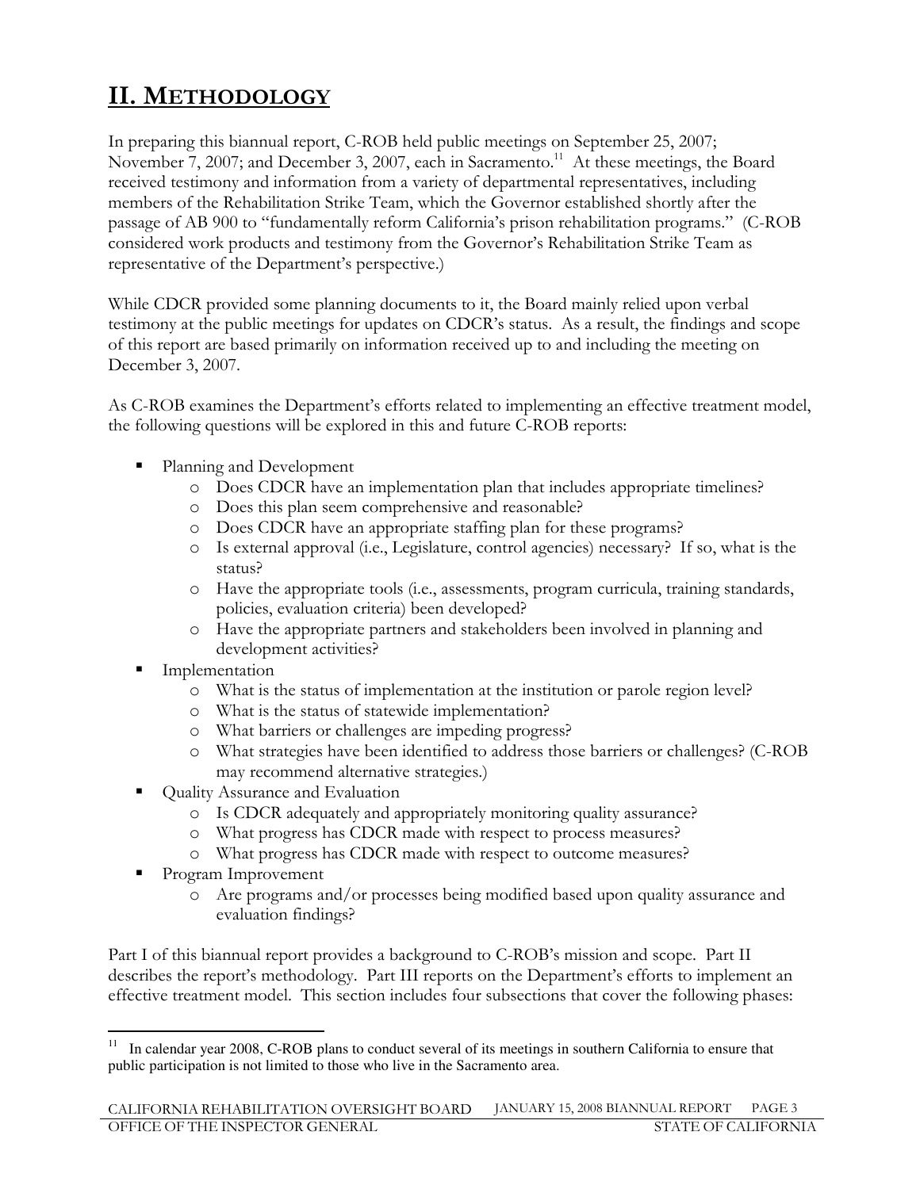# II. METHODOLOGY

In preparing this biannual report, C-ROB held public meetings on September 25, 2007; November 7, 2007; and December 3, 2007, each in Sacramento.[11] At these meetings, the Board received testimony and information from a variety of departmental representatives, including members of the Rehabilitation Strike Team, which the Governor established shortly after the passage of AB 900 to "fundamentally reform California's prison rehabilitation programs." (C-ROB considered work products and testimony from the Governor's Rehabilitation Strike Team as representative of the Department's perspective.)

While CDCR provided some planning documents to it, the Board mainly relied upon verbal testimony at the public meetings for updates on CDCR's status. As a result, the findings and scope of this report are based primarily on information received up to and including the meeting on December 3, 2007.

As C-ROB examines the Department's efforts related to implementing an effective treatment model, the following questions will be explored in this and future C-ROB reports:

- Planning and Development
  - Does CDCR have an implementation plan that includes appropriate timelines?
  - Does this plan seem comprehensive and reasonable?
  - Does CDCR have an appropriate staffing plan for these programs?
  - Is external approval (i.e., Legislature, control agencies) necessary? If so, what is the status?
  - Have the appropriate tools (i.e., assessments, program curricula, training standards, policies, evaluation criteria) been developed?
  - Have the appropriate partners and stakeholders been involved in planning and development activities?
- Implementation
  - What is the status of implementation at the institution or parole region level?
  - What is the status of statewide implementation?
  - What barriers or challenges are impeding progress?
  - What strategies have been identified to address those barriers or challenges? (C-ROB may recommend alternative strategies.)
- Quality Assurance and Evaluation
  - Is CDCR adequately and appropriately monitoring quality assurance?
  - What progress has CDCR made with respect to process measures?
  - What progress has CDCR made with respect to outcome measures?
- Program Improvement
  - Are programs and/or processes being modified based upon quality assurance and evaluation findings?

Part I of this biannual report provides a background to C-ROB's mission and scope. Part II describes the report's methodology. Part III reports on the Department's efforts to implement an effective treatment model. This section includes four subsections that cover the following phases:

[11] In calendar year 2008, C-ROB plans to conduct several of its meetings in southern California to ensure that public participation is not limited to those who live in the Sacramento area.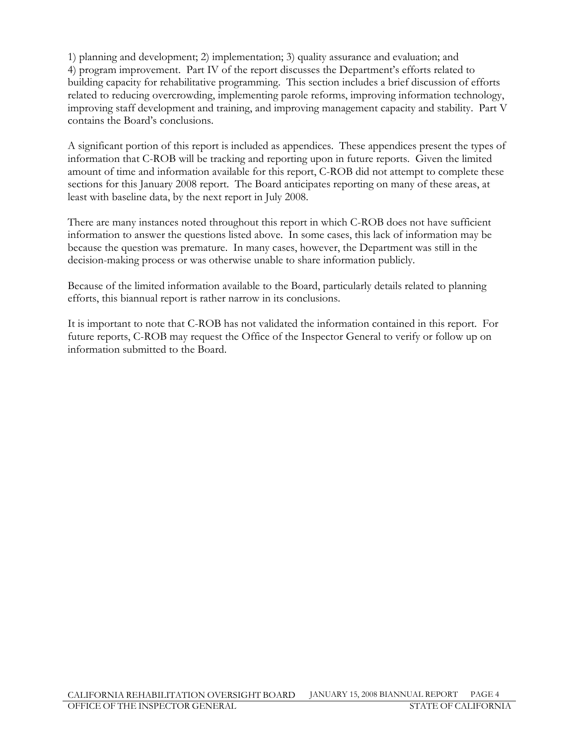1) planning and development; 2) implementation; 3) quality assurance and evaluation; and 4) program improvement. Part IV of the report discusses the Department's efforts related to building capacity for rehabilitative programming. This section includes a brief discussion of efforts related to reducing overcrowding, implementing parole reforms, improving information technology, improving staff development and training, and improving management capacity and stability. Part V contains the Board's conclusions.

A significant portion of this report is included as appendices. These appendices present the types of information that C-ROB will be tracking and reporting upon in future reports. Given the limited amount of time and information available for this report, C-ROB did not attempt to complete these sections for this January 2008 report. The Board anticipates reporting on many of these areas, at least with baseline data, by the next report in July 2008.

There are many instances noted throughout this report in which C-ROB does not have sufficient information to answer the questions listed above. In some cases, this lack of information may be because the question was premature. In many cases, however, the Department was still in the decision-making process or was otherwise unable to share information publicly.

Because of the limited information available to the Board, particularly details related to planning efforts, this biannual report is rather narrow in its conclusions.

It is important to note that C-ROB has not validated the information contained in this report. For future reports, C-ROB may request the Office of the Inspector General to verify or follow up on information submitted to the Board.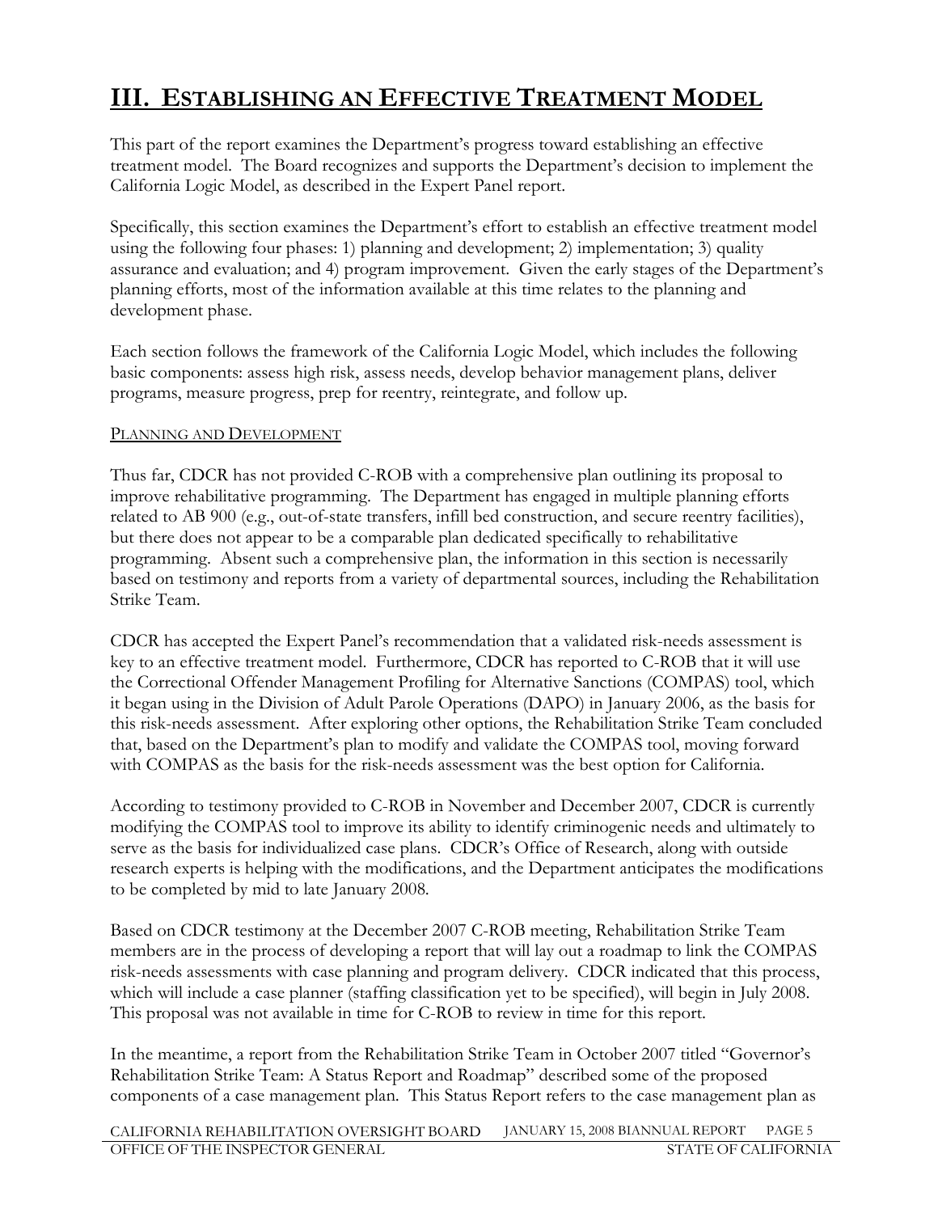# III. ESTABLISHING AN EFFECTIVE TREATMENT MODEL

This part of the report examines the Department's progress toward establishing an effective treatment model. The Board recognizes and supports the Department's decision to implement the California Logic Model, as described in the Expert Panel report.

Specifically, this section examines the Department's effort to establish an effective treatment model using the following four phases: 1) planning and development; 2) implementation; 3) quality assurance and evaluation; and 4) program improvement. Given the early stages of the Department's planning efforts, most of the information available at this time relates to the planning and development phase.

Each section follows the framework of the California Logic Model, which includes the following basic components: assess high risk, assess needs, develop behavior management plans, deliver programs, measure progress, prep for reentry, reintegrate, and follow up.

## PLANNING AND DEVELOPMENT

Thus far, CDCR has not provided C-ROB with a comprehensive plan outlining its proposal to improve rehabilitative programming. The Department has engaged in multiple planning efforts related to AB 900 (e.g., out-of-state transfers, infill bed construction, and secure reentry facilities), but there does not appear to be a comparable plan dedicated specifically to rehabilitative programming. Absent such a comprehensive plan, the information in this section is necessarily based on testimony and reports from a variety of departmental sources, including the Rehabilitation Strike Team.

CDCR has accepted the Expert Panel's recommendation that a validated risk-needs assessment is key to an effective treatment model. Furthermore, CDCR has reported to C-ROB that it will use the Correctional Offender Management Profiling for Alternative Sanctions (COMPAS) tool, which it began using in the Division of Adult Parole Operations (DAPO) in January 2006, as the basis for this risk-needs assessment. After exploring other options, the Rehabilitation Strike Team concluded that, based on the Department's plan to modify and validate the COMPAS tool, moving forward with COMPAS as the basis for the risk-needs assessment was the best option for California.

According to testimony provided to C-ROB in November and December 2007, CDCR is currently modifying the COMPAS tool to improve its ability to identify criminogenic needs and ultimately to serve as the basis for individualized case plans. CDCR's Office of Research, along with outside research experts is helping with the modifications, and the Department anticipates the modifications to be completed by mid to late January 2008.

Based on CDCR testimony at the December 2007 C-ROB meeting, Rehabilitation Strike Team members are in the process of developing a report that will lay out a roadmap to link the COMPAS risk-needs assessments with case planning and program delivery. CDCR indicated that this process, which will include a case planner (staffing classification yet to be specified), will begin in July 2008. This proposal was not available in time for C-ROB to review in time for this report.

In the meantime, a report from the Rehabilitation Strike Team in October 2007 titled "Governor's Rehabilitation Strike Team: A Status Report and Roadmap" described some of the proposed components of a case management plan. This Status Report refers to the case management plan as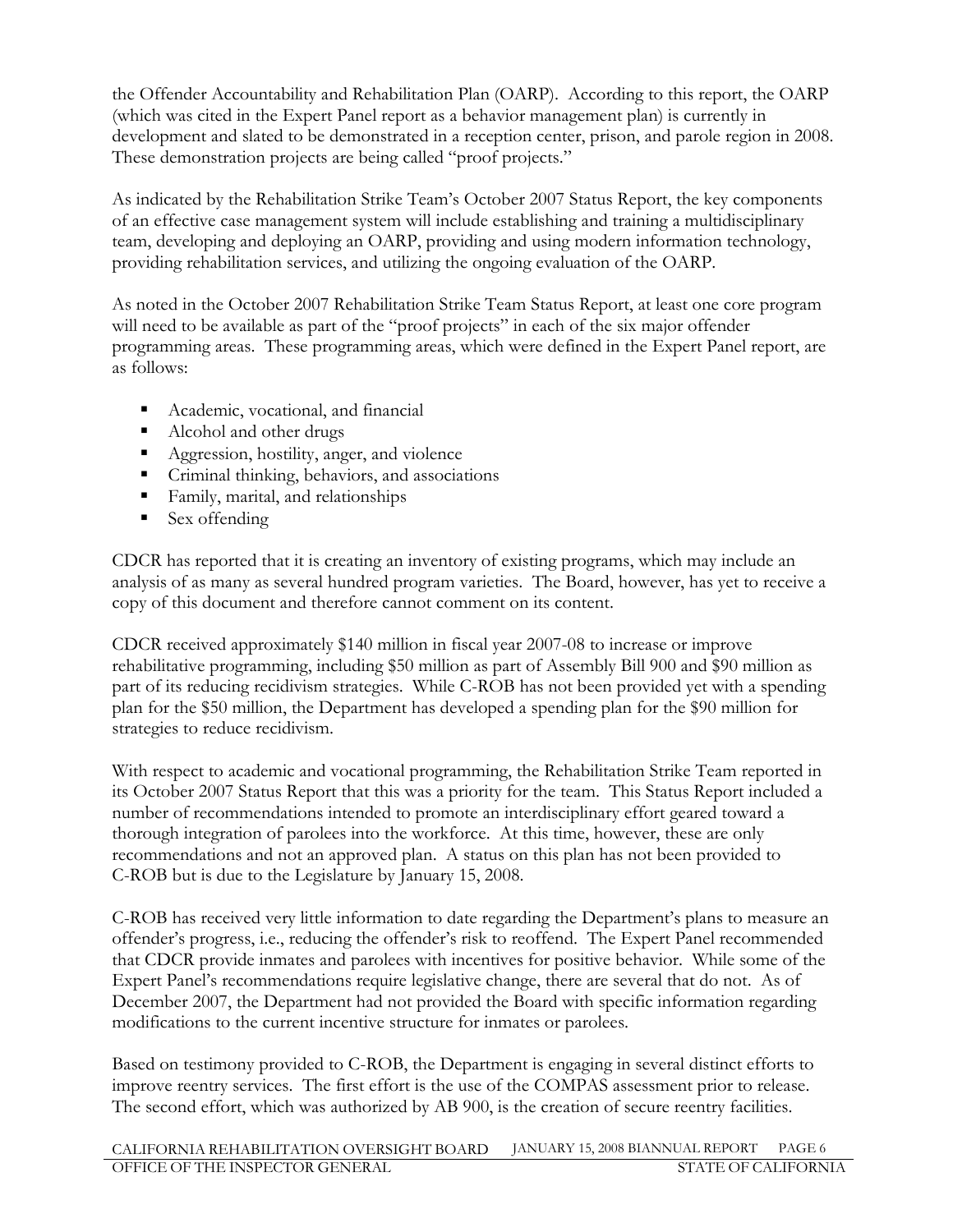the Offender Accountability and Rehabilitation Plan (OARP). According to this report, the OARP (which was cited in the Expert Panel report as a behavior management plan) is currently in development and slated to be demonstrated in a reception center, prison, and parole region in 2008. These demonstration projects are being called "proof projects."

As indicated by the Rehabilitation Strike Team's October 2007 Status Report, the key components of an effective case management system will include establishing and training a multidisciplinary team, developing and deploying an OARP, providing and using modern information technology, providing rehabilitation services, and utilizing the ongoing evaluation of the OARP.

As noted in the October 2007 Rehabilitation Strike Team Status Report, at least one core program will need to be available as part of the "proof projects" in each of the six major offender programming areas. These programming areas, which were defined in the Expert Panel report, are as follows:

- Academic, vocational, and financial
- Alcohol and other drugs
- Aggression, hostility, anger, and violence
- Criminal thinking, behaviors, and associations
- Family, marital, and relationships
- Sex offending

CDCR has reported that it is creating an inventory of existing programs, which may include an analysis of as many as several hundred program varieties. The Board, however, has yet to receive a copy of this document and therefore cannot comment on its content.

CDCR received approximately $140 million in fiscal year 2007-08 to increase or improve rehabilitative programming, including $50 million as part of Assembly Bill 900 and $90 million as part of its reducing recidivism strategies. While C-ROB has not been provided yet with a spending plan for the $50 million, the Department has developed a spending plan for the $90 million for strategies to reduce recidivism.

With respect to academic and vocational programming, the Rehabilitation Strike Team reported in its October 2007 Status Report that this was a priority for the team. This Status Report included a number of recommendations intended to promote an interdisciplinary effort geared toward a thorough integration of parolees into the workforce. At this time, however, these are only recommendations and not an approved plan. A status on this plan has not been provided to C-ROB but is due to the Legislature by January 15, 2008.

C-ROB has received very little information to date regarding the Department's plans to measure an offender's progress, i.e., reducing the offender's risk to reoffend. The Expert Panel recommended that CDCR provide inmates and parolees with incentives for positive behavior. While some of the Expert Panel's recommendations require legislative change, there are several that do not. As of December 2007, the Department had not provided the Board with specific information regarding modifications to the current incentive structure for inmates or parolees.

Based on testimony provided to C-ROB, the Department is engaging in several distinct efforts to improve reentry services. The first effort is the use of the COMPAS assessment prior to release. The second effort, which was authorized by AB 900, is the creation of secure reentry facilities.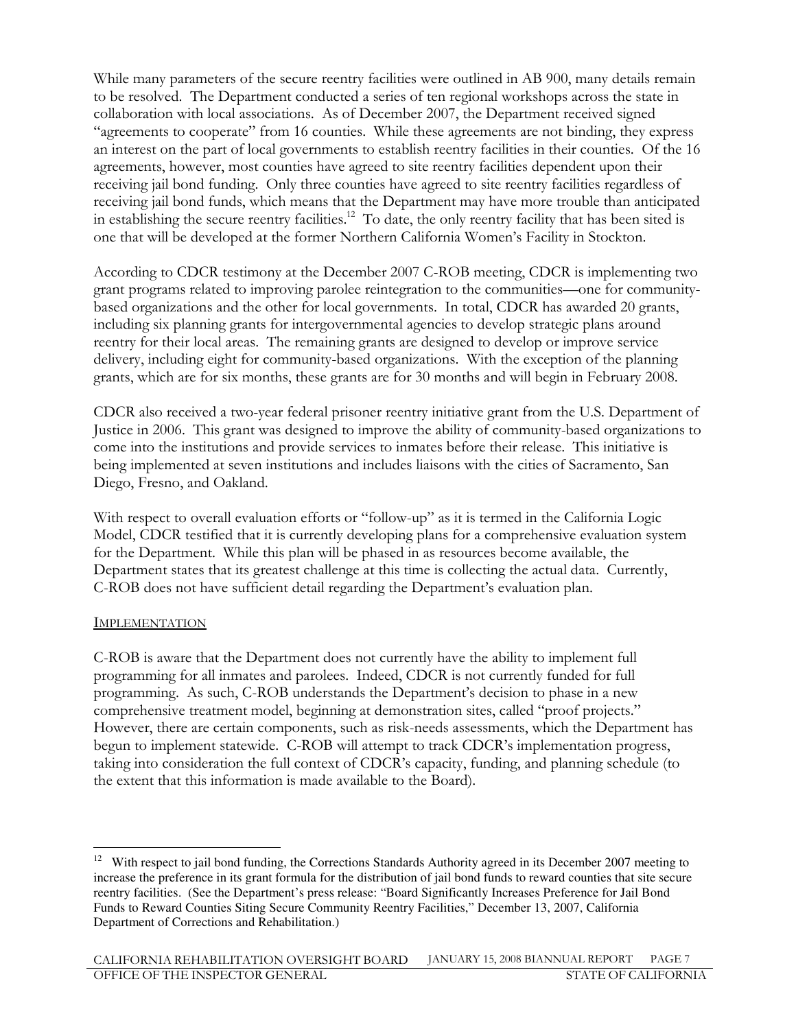While many parameters of the secure reentry facilities were outlined in AB 900, many details remain to be resolved. The Department conducted a series of ten regional workshops across the state in collaboration with local associations. As of December 2007, the Department received signed "agreements to cooperate" from 16 counties. While these agreements are not binding, they express an interest on the part of local governments to establish reentry facilities in their counties. Of the 16 agreements, however, most counties have agreed to site reentry facilities dependent upon their receiving jail bond funding. Only three counties have agreed to site reentry facilities regardless of receiving jail bond funds, which means that the Department may have more trouble than anticipated in establishing the secure reentry facilities.[12] To date, the only reentry facility that has been sited is one that will be developed at the former Northern California Women's Facility in Stockton.

According to CDCR testimony at the December 2007 C-ROB meeting, CDCR is implementing two grant programs related to improving parolee reintegration to the communities—one for community-based organizations and the other for local governments. In total, CDCR has awarded 20 grants, including six planning grants for intergovernmental agencies to develop strategic plans around reentry for their local areas. The remaining grants are designed to develop or improve service delivery, including eight for community-based organizations. With the exception of the planning grants, which are for six months, these grants are for 30 months and will begin in February 2008.

CDCR also received a two-year federal prisoner reentry initiative grant from the U.S. Department of Justice in 2006. This grant was designed to improve the ability of community-based organizations to come into the institutions and provide services to inmates before their release. This initiative is being implemented at seven institutions and includes liaisons with the cities of Sacramento, San Diego, Fresno, and Oakland.

With respect to overall evaluation efforts or "follow-up" as it is termed in the California Logic Model, CDCR testified that it is currently developing plans for a comprehensive evaluation system for the Department. While this plan will be phased in as resources become available, the Department states that its greatest challenge at this time is collecting the actual data. Currently, C-ROB does not have sufficient detail regarding the Department's evaluation plan.

### Implementation

C-ROB is aware that the Department does not currently have the ability to implement full programming for all inmates and parolees. Indeed, CDCR is not currently funded for full programming. As such, C-ROB understands the Department's decision to phase in a new comprehensive treatment model, beginning at demonstration sites, called "proof projects." However, there are certain components, such as risk-needs assessments, which the Department has begun to implement statewide. C-ROB will attempt to track CDCR's implementation progress, taking into consideration the full context of CDCR's capacity, funding, and planning schedule (to the extent that this information is made available to the Board).

---

[12] With respect to jail bond funding, the Corrections Standards Authority agreed in its December 2007 meeting to increase the preference in its grant formula for the distribution of jail bond funds to reward counties that site secure reentry facilities. (See the Department's press release: "Board Significantly Increases Preference for Jail Bond Funds to Reward Counties Siting Secure Community Reentry Facilities," December 13, 2007, California Department of Corrections and Rehabilitation.)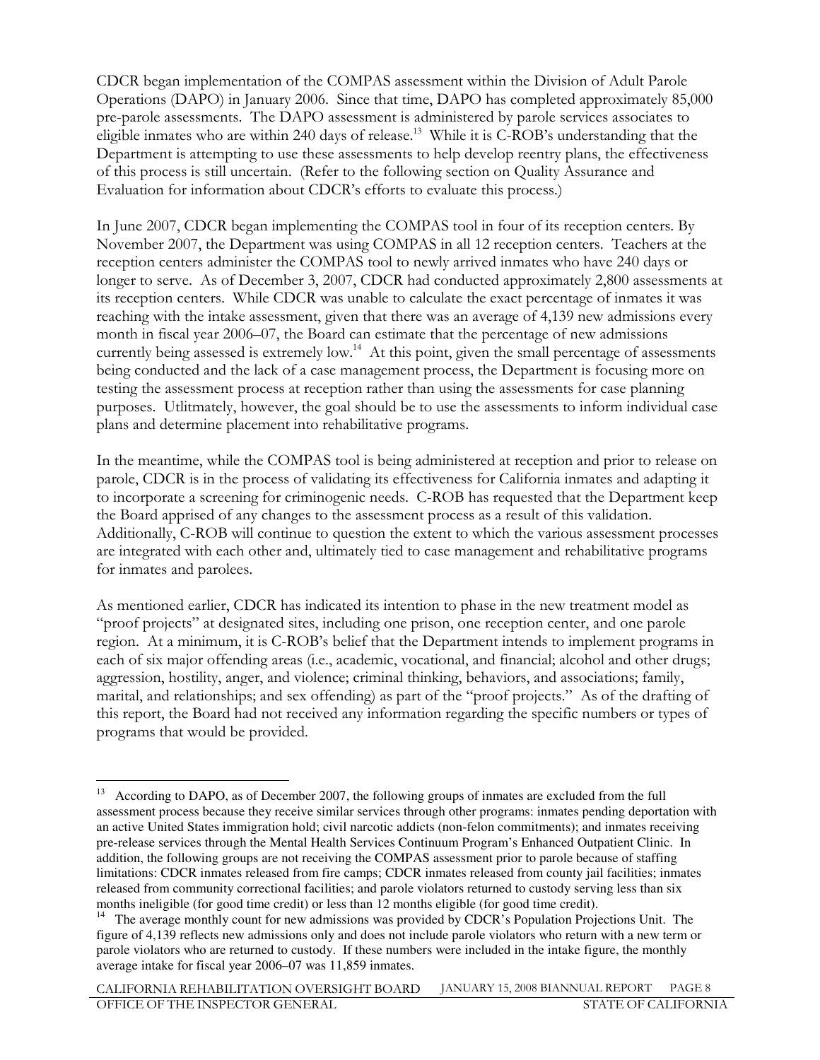CDCR began implementation of the COMPAS assessment within the Division of Adult Parole Operations (DAPO) in January 2006. Since that time, DAPO has completed approximately 85,000 pre-parole assessments. The DAPO assessment is administered by parole services associates to eligible inmates who are within 240 days of release.[13] While it is C-ROB's understanding that the Department is attempting to use these assessments to help develop reentry plans, the effectiveness of this process is still uncertain. (Refer to the following section on Quality Assurance and Evaluation for information about CDCR's efforts to evaluate this process.)

In June 2007, CDCR began implementing the COMPAS tool in four of its reception centers. By November 2007, the Department was using COMPAS in all 12 reception centers. Teachers at the reception centers administer the COMPAS tool to newly arrived inmates who have 240 days or longer to serve. As of December 3, 2007, CDCR had conducted approximately 2,800 assessments at its reception centers. While CDCR was unable to calculate the exact percentage of inmates it was reaching with the intake assessment, given that there was an average of 4,139 new admissions every month in fiscal year 2006–07, the Board can estimate that the percentage of new admissions currently being assessed is extremely low.[14] At this point, given the small percentage of assessments being conducted and the lack of a case management process, the Department is focusing more on testing the assessment process at reception rather than using the assessments for case planning purposes. Utlitmately, however, the goal should be to use the assessments to inform individual case plans and determine placement into rehabilitative programs.

In the meantime, while the COMPAS tool is being administered at reception and prior to release on parole, CDCR is in the process of validating its effectiveness for California inmates and adapting it to incorporate a screening for criminogenic needs. C-ROB has requested that the Department keep the Board apprised of any changes to the assessment process as a result of this validation. Additionally, C-ROB will continue to question the extent to which the various assessment processes are integrated with each other and, ultimately tied to case management and rehabilitative programs for inmates and parolees.

As mentioned earlier, CDCR has indicated its intention to phase in the new treatment model as "proof projects" at designated sites, including one prison, one reception center, and one parole region. At a minimum, it is C-ROB's belief that the Department intends to implement programs in each of six major offending areas (i.e., academic, vocational, and financial; alcohol and other drugs; aggression, hostility, anger, and violence; criminal thinking, behaviors, and associations; family, marital, and relationships; and sex offending) as part of the "proof projects." As of the drafting of this report, the Board had not received any information regarding the specific numbers or types of programs that would be provided.

---

[13] According to DAPO, as of December 2007, the following groups of inmates are excluded from the full assessment process because they receive similar services through other programs: inmates pending deportation with an active United States immigration hold; civil narcotic addicts (non-felon commitments); and inmates receiving pre-release services through the Mental Health Services Continuum Program's Enhanced Outpatient Clinic. In addition, the following groups are not receiving the COMPAS assessment prior to parole because of staffing limitations: CDCR inmates released from fire camps; CDCR inmates released from county jail facilities; inmates released from community correctional facilities; and parole violators returned to custody serving less than six months ineligible (for good time credit) or less than 12 months eligible (for good time credit).

[14] The average monthly count for new admissions was provided by CDCR's Population Projections Unit. The figure of 4,139 reflects new admissions only and does not include parole violators who return with a new term or parole violators who are returned to custody. If these numbers were included in the intake figure, the monthly average intake for fiscal year 2006–07 was 11,859 inmates.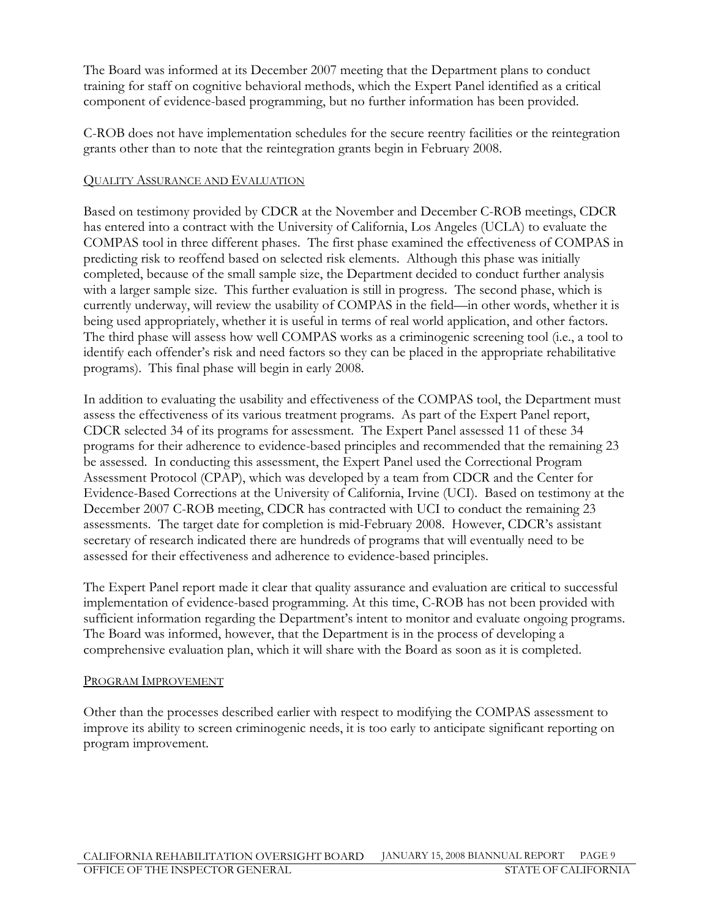The Board was informed at its December 2007 meeting that the Department plans to conduct training for staff on cognitive behavioral methods, which the Expert Panel identified as a critical component of evidence-based programming, but no further information has been provided.

C-ROB does not have implementation schedules for the secure reentry facilities or the reintegration grants other than to note that the reintegration grants begin in February 2008.

### Quality Assurance and Evaluation

Based on testimony provided by CDCR at the November and December C-ROB meetings, CDCR has entered into a contract with the University of California, Los Angeles (UCLA) to evaluate the COMPAS tool in three different phases. The first phase examined the effectiveness of COMPAS in predicting risk to reoffend based on selected risk elements. Although this phase was initially completed, because of the small sample size, the Department decided to conduct further analysis with a larger sample size. This further evaluation is still in progress. The second phase, which is currently underway, will review the usability of COMPAS in the field—in other words, whether it is being used appropriately, whether it is useful in terms of real world application, and other factors. The third phase will assess how well COMPAS works as a criminogenic screening tool (i.e., a tool to identify each offender's risk and need factors so they can be placed in the appropriate rehabilitative programs). This final phase will begin in early 2008.

In addition to evaluating the usability and effectiveness of the COMPAS tool, the Department must assess the effectiveness of its various treatment programs. As part of the Expert Panel report, CDCR selected 34 of its programs for assessment. The Expert Panel assessed 11 of these 34 programs for their adherence to evidence-based principles and recommended that the remaining 23 be assessed. In conducting this assessment, the Expert Panel used the Correctional Program Assessment Protocol (CPAP), which was developed by a team from CDCR and the Center for Evidence-Based Corrections at the University of California, Irvine (UCI). Based on testimony at the December 2007 C-ROB meeting, CDCR has contracted with UCI to conduct the remaining 23 assessments. The target date for completion is mid-February 2008. However, CDCR's assistant secretary of research indicated there are hundreds of programs that will eventually need to be assessed for their effectiveness and adherence to evidence-based principles.

The Expert Panel report made it clear that quality assurance and evaluation are critical to successful implementation of evidence-based programming. At this time, C-ROB has not been provided with sufficient information regarding the Department's intent to monitor and evaluate ongoing programs. The Board was informed, however, that the Department is in the process of developing a comprehensive evaluation plan, which it will share with the Board as soon as it is completed.

### Program Improvement

Other than the processes described earlier with respect to modifying the COMPAS assessment to improve its ability to screen criminogenic needs, it is too early to anticipate significant reporting on program improvement.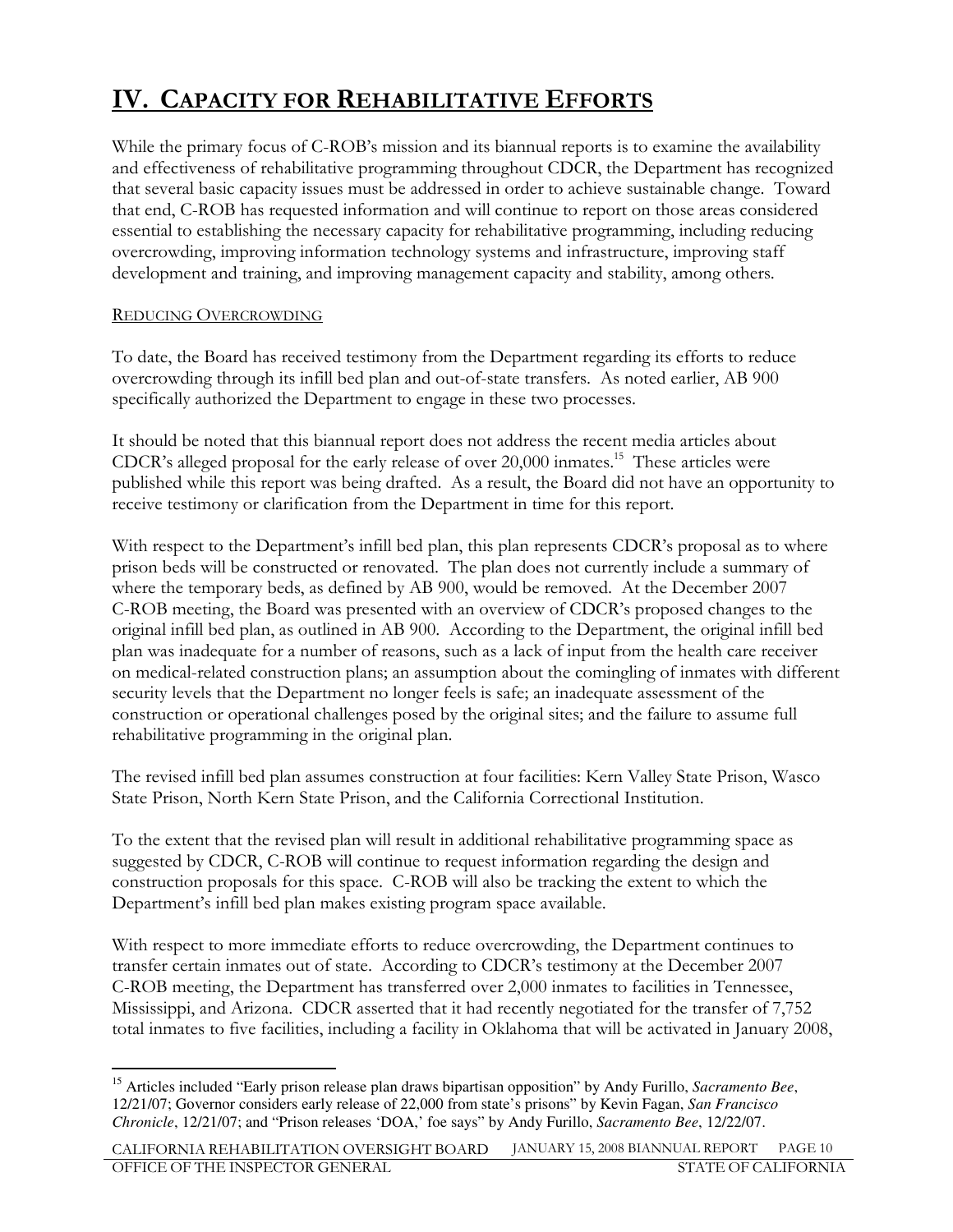# IV. CAPACITY FOR REHABILITATIVE EFFORTS

While the primary focus of C-ROB's mission and its biannual reports is to examine the availability and effectiveness of rehabilitative programming throughout CDCR, the Department has recognized that several basic capacity issues must be addressed in order to achieve sustainable change. Toward that end, C-ROB has requested information and will continue to report on those areas considered essential to establishing the necessary capacity for rehabilitative programming, including reducing overcrowding, improving information technology systems and infrastructure, improving staff development and training, and improving management capacity and stability, among others.

## REDUCING OVERCROWDING

To date, the Board has received testimony from the Department regarding its efforts to reduce overcrowding through its infill bed plan and out-of-state transfers. As noted earlier, AB 900 specifically authorized the Department to engage in these two processes.

It should be noted that this biannual report does not address the recent media articles about CDCR's alleged proposal for the early release of over 20,000 inmates.[15] These articles were published while this report was being drafted. As a result, the Board did not have an opportunity to receive testimony or clarification from the Department in time for this report.

With respect to the Department's infill bed plan, this plan represents CDCR's proposal as to where prison beds will be constructed or renovated. The plan does not currently include a summary of where the temporary beds, as defined by AB 900, would be removed. At the December 2007 C-ROB meeting, the Board was presented with an overview of CDCR's proposed changes to the original infill bed plan, as outlined in AB 900. According to the Department, the original infill bed plan was inadequate for a number of reasons, such as a lack of input from the health care receiver on medical-related construction plans; an assumption about the comingling of inmates with different security levels that the Department no longer feels is safe; an inadequate assessment of the construction or operational challenges posed by the original sites; and the failure to assume full rehabilitative programming in the original plan.

The revised infill bed plan assumes construction at four facilities: Kern Valley State Prison, Wasco State Prison, North Kern State Prison, and the California Correctional Institution.

To the extent that the revised plan will result in additional rehabilitative programming space as suggested by CDCR, C-ROB will continue to request information regarding the design and construction proposals for this space. C-ROB will also be tracking the extent to which the Department's infill bed plan makes existing program space available.

With respect to more immediate efforts to reduce overcrowding, the Department continues to transfer certain inmates out of state. According to CDCR's testimony at the December 2007 C-ROB meeting, the Department has transferred over 2,000 inmates to facilities in Tennessee, Mississippi, and Arizona. CDCR asserted that it had recently negotiated for the transfer of 7,752 total inmates to five facilities, including a facility in Oklahoma that will be activated in January 2008,

---

[15] Articles included "Early prison release plan draws bipartisan opposition" by Andy Furillo, *Sacramento Bee*, 12/21/07; Governor considers early release of 22,000 from state's prisons" by Kevin Fagan, *San Francisco Chronicle*, 12/21/07; and "Prison releases 'DOA,' foe says" by Andy Furillo, *Sacramento Bee*, 12/22/07.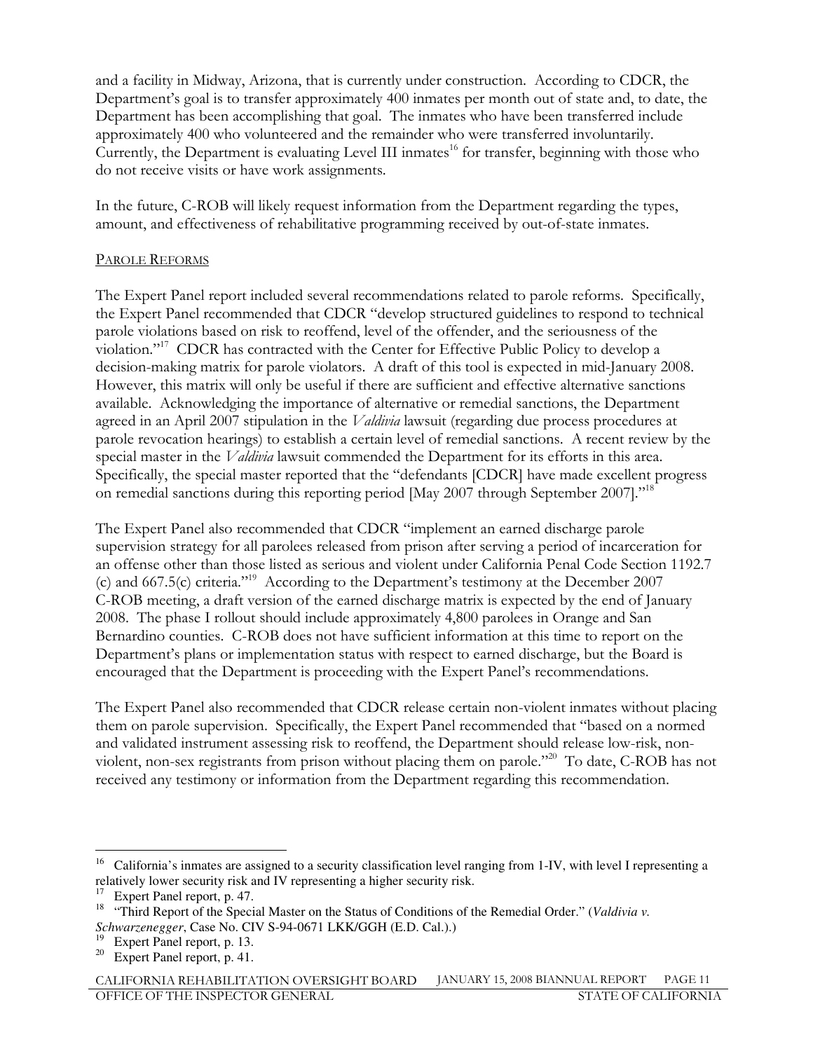and a facility in Midway, Arizona, that is currently under construction. According to CDCR, the Department's goal is to transfer approximately 400 inmates per month out of state and, to date, the Department has been accomplishing that goal. The inmates who have been transferred include approximately 400 who volunteered and the remainder who were transferred involuntarily. Currently, the Department is evaluating Level III inmates[16] for transfer, beginning with those who do not receive visits or have work assignments.

In the future, C-ROB will likely request information from the Department regarding the types, amount, and effectiveness of rehabilitative programming received by out-of-state inmates.

### Parole Reforms

The Expert Panel report included several recommendations related to parole reforms. Specifically, the Expert Panel recommended that CDCR "develop structured guidelines to respond to technical parole violations based on risk to reoffend, level of the offender, and the seriousness of the violation."[17] CDCR has contracted with the Center for Effective Public Policy to develop a decision-making matrix for parole violators. A draft of this tool is expected in mid-January 2008. However, this matrix will only be useful if there are sufficient and effective alternative sanctions available. Acknowledging the importance of alternative or remedial sanctions, the Department agreed in an April 2007 stipulation in the *Valdivia* lawsuit (regarding due process procedures at parole revocation hearings) to establish a certain level of remedial sanctions. A recent review by the special master in the *Valdivia* lawsuit commended the Department for its efforts in this area. Specifically, the special master reported that the "defendants [CDCR] have made excellent progress on remedial sanctions during this reporting period [May 2007 through September 2007]."[18]

The Expert Panel also recommended that CDCR "implement an earned discharge parole supervision strategy for all parolees released from prison after serving a period of incarceration for an offense other than those listed as serious and violent under California Penal Code Section 1192.7 (c) and 667.5(c) criteria."[19] According to the Department's testimony at the December 2007 C-ROB meeting, a draft version of the earned discharge matrix is expected by the end of January 2008. The phase I rollout should include approximately 4,800 parolees in Orange and San Bernardino counties. C-ROB does not have sufficient information at this time to report on the Department's plans or implementation status with respect to earned discharge, but the Board is encouraged that the Department is proceeding with the Expert Panel's recommendations.

The Expert Panel also recommended that CDCR release certain non-violent inmates without placing them on parole supervision. Specifically, the Expert Panel recommended that "based on a normed and validated instrument assessing risk to reoffend, the Department should release low-risk, non-violent, non-sex registrants from prison without placing them on parole."[20] To date, C-ROB has not received any testimony or information from the Department regarding this recommendation.

---

[16] California's inmates are assigned to a security classification level ranging from 1-IV, with level I representing a relatively lower security risk and IV representing a higher security risk.

[17] Expert Panel report, p. 47.

[18] "Third Report of the Special Master on the Status of Conditions of the Remedial Order." (*Valdivia v. Schwarzenegger*, Case No. CIV S-94-0671 LKK/GGH (E.D. Cal.).)

[19] Expert Panel report, p. 13.

[20] Expert Panel report, p. 41.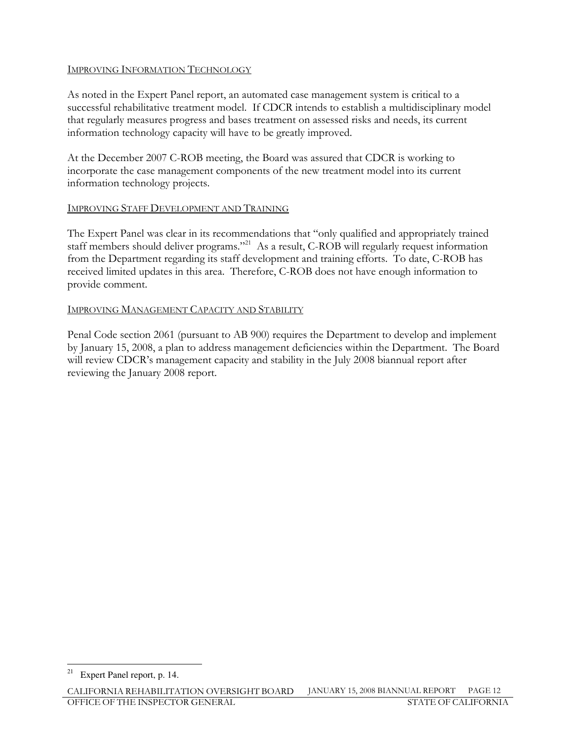### IMPROVING INFORMATION TECHNOLOGY

As noted in the Expert Panel report, an automated case management system is critical to a successful rehabilitative treatment model. If CDCR intends to establish a multidisciplinary model that regularly measures progress and bases treatment on assessed risks and needs, its current information technology capacity will have to be greatly improved.

At the December 2007 C-ROB meeting, the Board was assured that CDCR is working to incorporate the case management components of the new treatment model into its current information technology projects.

### IMPROVING STAFF DEVELOPMENT AND TRAINING

The Expert Panel was clear in its recommendations that "only qualified and appropriately trained staff members should deliver programs."[21] As a result, C-ROB will regularly request information from the Department regarding its staff development and training efforts. To date, C-ROB has received limited updates in this area. Therefore, C-ROB does not have enough information to provide comment.

### IMPROVING MANAGEMENT CAPACITY AND STABILITY

Penal Code section 2061 (pursuant to AB 900) requires the Department to develop and implement by January 15, 2008, a plan to address management deficiencies within the Department. The Board will review CDCR's management capacity and stability in the July 2008 biannual report after reviewing the January 2008 report.

---

[21] Expert Panel report, p. 14.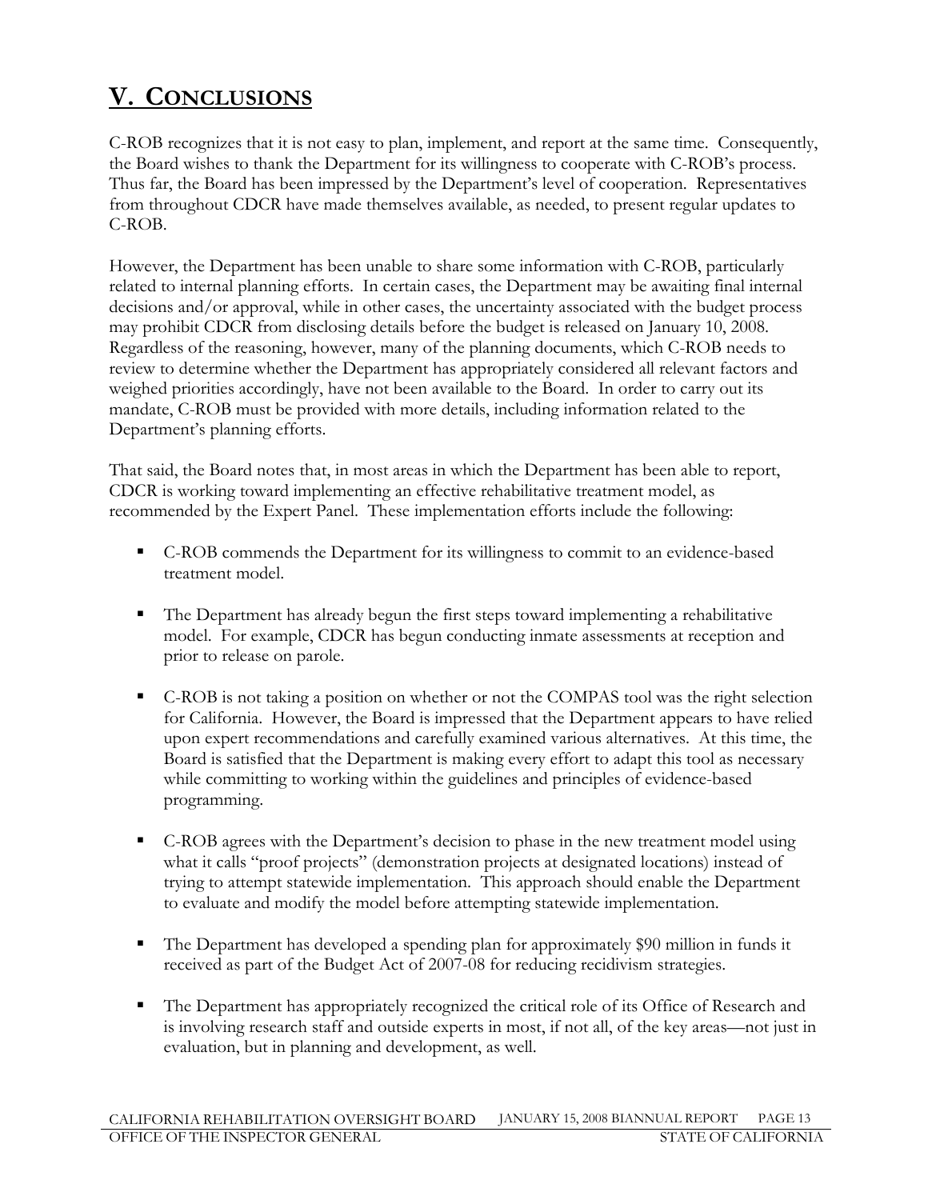# V. CONCLUSIONS

C-ROB recognizes that it is not easy to plan, implement, and report at the same time. Consequently, the Board wishes to thank the Department for its willingness to cooperate with C-ROB's process. Thus far, the Board has been impressed by the Department's level of cooperation. Representatives from throughout CDCR have made themselves available, as needed, to present regular updates to C-ROB.

However, the Department has been unable to share some information with C-ROB, particularly related to internal planning efforts. In certain cases, the Department may be awaiting final internal decisions and/or approval, while in other cases, the uncertainty associated with the budget process may prohibit CDCR from disclosing details before the budget is released on January 10, 2008. Regardless of the reasoning, however, many of the planning documents, which C-ROB needs to review to determine whether the Department has appropriately considered all relevant factors and weighed priorities accordingly, have not been available to the Board. In order to carry out its mandate, C-ROB must be provided with more details, including information related to the Department's planning efforts.

That said, the Board notes that, in most areas in which the Department has been able to report, CDCR is working toward implementing an effective rehabilitative treatment model, as recommended by the Expert Panel. These implementation efforts include the following:

- C-ROB commends the Department for its willingness to commit to an evidence-based treatment model.
- The Department has already begun the first steps toward implementing a rehabilitative model. For example, CDCR has begun conducting inmate assessments at reception and prior to release on parole.
- C-ROB is not taking a position on whether or not the COMPAS tool was the right selection for California. However, the Board is impressed that the Department appears to have relied upon expert recommendations and carefully examined various alternatives. At this time, the Board is satisfied that the Department is making every effort to adapt this tool as necessary while committing to working within the guidelines and principles of evidence-based programming.
- C-ROB agrees with the Department's decision to phase in the new treatment model using what it calls "proof projects" (demonstration projects at designated locations) instead of trying to attempt statewide implementation. This approach should enable the Department to evaluate and modify the model before attempting statewide implementation.
- The Department has developed a spending plan for approximately $90 million in funds it received as part of the Budget Act of 2007-08 for reducing recidivism strategies.
- The Department has appropriately recognized the critical role of its Office of Research and is involving research staff and outside experts in most, if not all, of the key areas—not just in evaluation, but in planning and development, as well.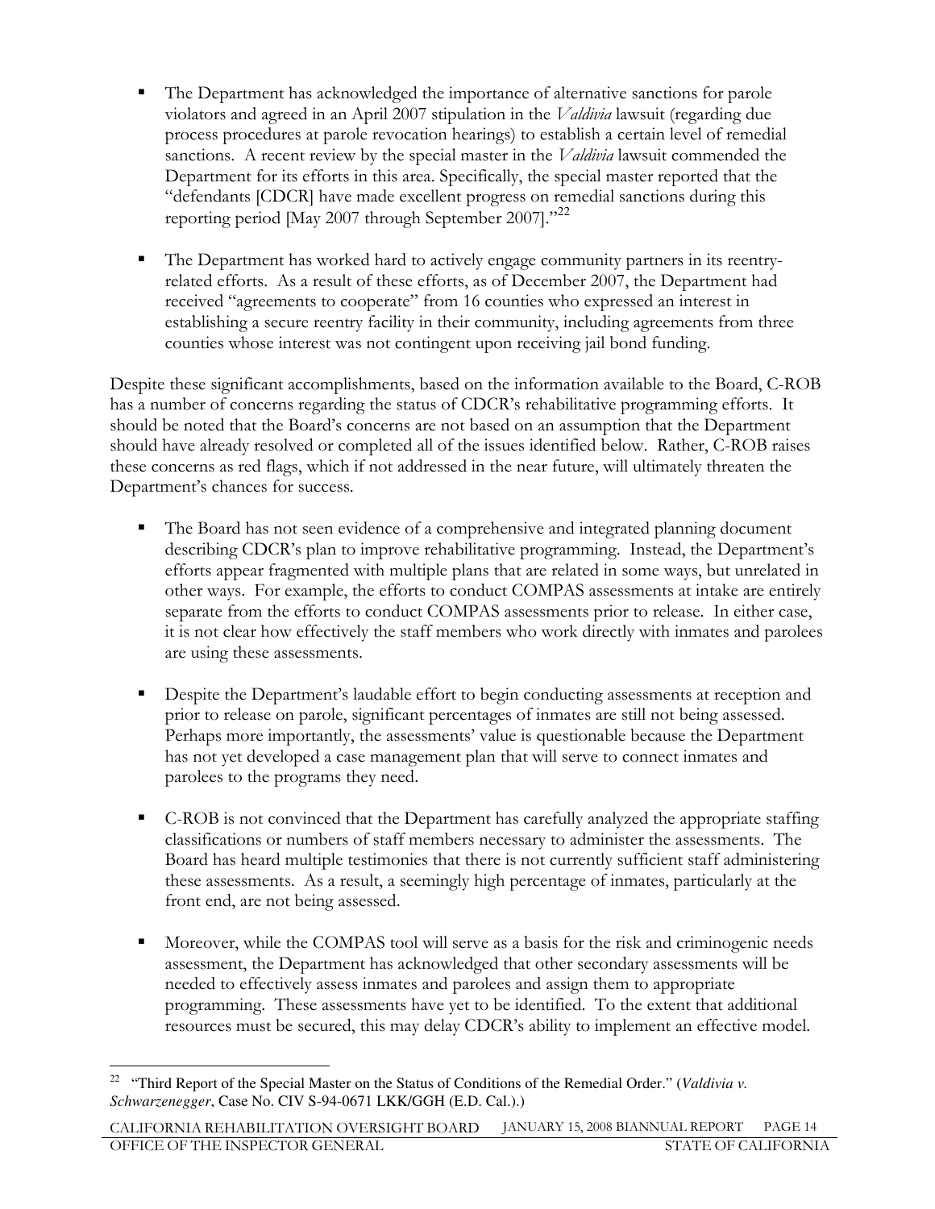- The Department has acknowledged the importance of alternative sanctions for parole violators and agreed in an April 2007 stipulation in the *Valdivia* lawsuit (regarding due process procedures at parole revocation hearings) to establish a certain level of remedial sanctions. A recent review by the special master in the *Valdivia* lawsuit commended the Department for its efforts in this area. Specifically, the special master reported that the "defendants [CDCR] have made excellent progress on remedial sanctions during this reporting period [May 2007 through September 2007]."[22]

- The Department has worked hard to actively engage community partners in its reentry-related efforts. As a result of these efforts, as of December 2007, the Department had received "agreements to cooperate" from 16 counties who expressed an interest in establishing a secure reentry facility in their community, including agreements from three counties whose interest was not contingent upon receiving jail bond funding.

Despite these significant accomplishments, based on the information available to the Board, C-ROB has a number of concerns regarding the status of CDCR's rehabilitative programming efforts. It should be noted that the Board's concerns are not based on an assumption that the Department should have already resolved or completed all of the issues identified below. Rather, C-ROB raises these concerns as red flags, which if not addressed in the near future, will ultimately threaten the Department's chances for success.

- The Board has not seen evidence of a comprehensive and integrated planning document describing CDCR's plan to improve rehabilitative programming. Instead, the Department's efforts appear fragmented with multiple plans that are related in some ways, but unrelated in other ways. For example, the efforts to conduct COMPAS assessments at intake are entirely separate from the efforts to conduct COMPAS assessments prior to release. In either case, it is not clear how effectively the staff members who work directly with inmates and parolees are using these assessments.

- Despite the Department's laudable effort to begin conducting assessments at reception and prior to release on parole, significant percentages of inmates are still not being assessed. Perhaps more importantly, the assessments' value is questionable because the Department has not yet developed a case management plan that will serve to connect inmates and parolees to the programs they need.

- C-ROB is not convinced that the Department has carefully analyzed the appropriate staffing classifications or numbers of staff members necessary to administer the assessments. The Board has heard multiple testimonies that there is not currently sufficient staff administering these assessments. As a result, a seemingly high percentage of inmates, particularly at the front end, are not being assessed.

- Moreover, while the COMPAS tool will serve as a basis for the risk and criminogenic needs assessment, the Department has acknowledged that other secondary assessments will be needed to effectively assess inmates and parolees and assign them to appropriate programming. These assessments have yet to be identified. To the extent that additional resources must be secured, this may delay CDCR's ability to implement an effective model.

---

[22] "Third Report of the Special Master on the Status of Conditions of the Remedial Order." (*Valdivia v. Schwarzenegger*, Case No. CIV S-94-0671 LKK/GGH (E.D. Cal.).)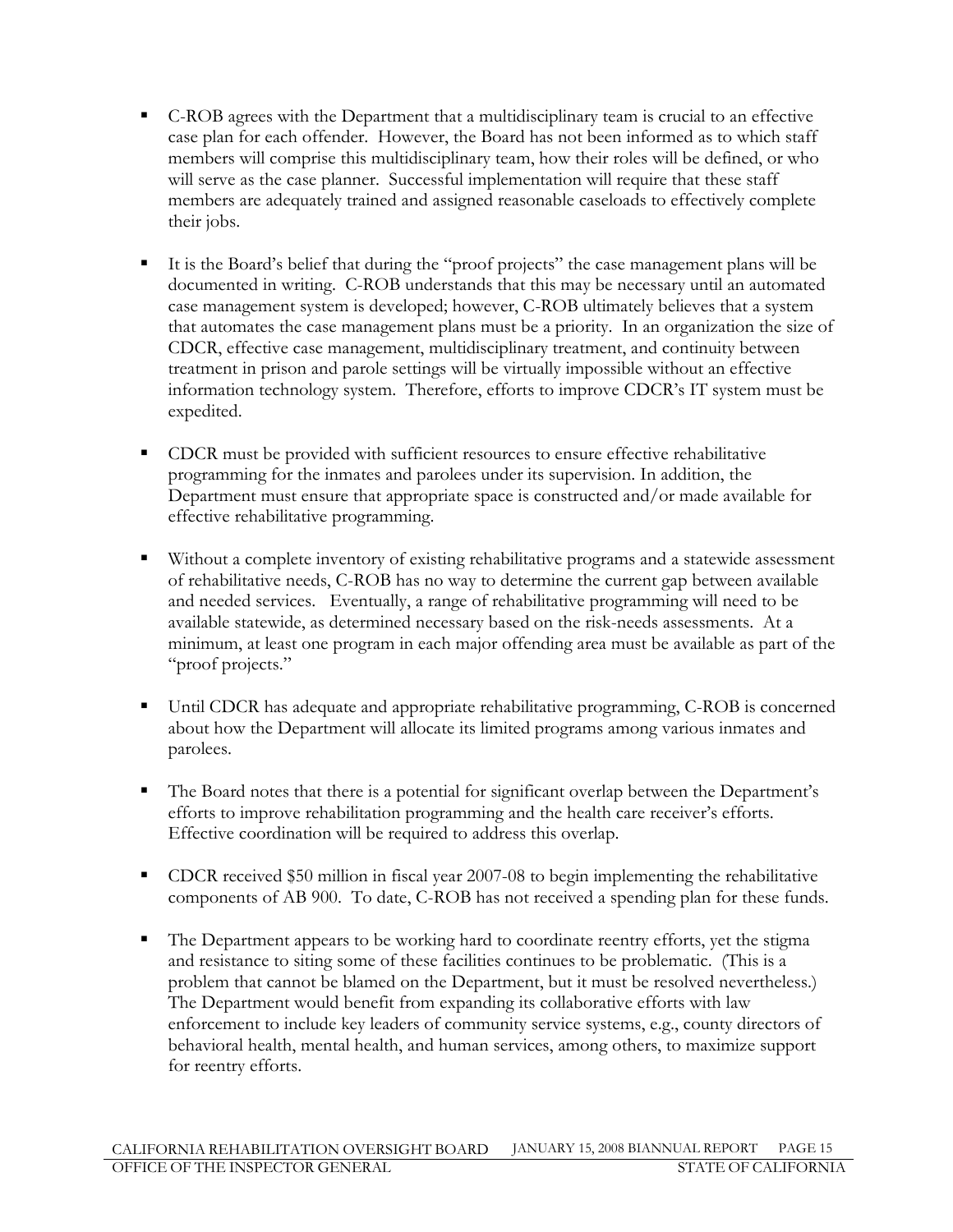- C-ROB agrees with the Department that a multidisciplinary team is crucial to an effective case plan for each offender. However, the Board has not been informed as to which staff members will comprise this multidisciplinary team, how their roles will be defined, or who will serve as the case planner. Successful implementation will require that these staff members are adequately trained and assigned reasonable caseloads to effectively complete their jobs.

- It is the Board's belief that during the "proof projects" the case management plans will be documented in writing. C-ROB understands that this may be necessary until an automated case management system is developed; however, C-ROB ultimately believes that a system that automates the case management plans must be a priority. In an organization the size of CDCR, effective case management, multidisciplinary treatment, and continuity between treatment in prison and parole settings will be virtually impossible without an effective information technology system. Therefore, efforts to improve CDCR's IT system must be expedited.

- CDCR must be provided with sufficient resources to ensure effective rehabilitative programming for the inmates and parolees under its supervision. In addition, the Department must ensure that appropriate space is constructed and/or made available for effective rehabilitative programming.

- Without a complete inventory of existing rehabilitative programs and a statewide assessment of rehabilitative needs, C-ROB has no way to determine the current gap between available and needed services. Eventually, a range of rehabilitative programming will need to be available statewide, as determined necessary based on the risk-needs assessments. At a minimum, at least one program in each major offending area must be available as part of the "proof projects."

- Until CDCR has adequate and appropriate rehabilitative programming, C-ROB is concerned about how the Department will allocate its limited programs among various inmates and parolees.

- The Board notes that there is a potential for significant overlap between the Department's efforts to improve rehabilitation programming and the health care receiver's efforts. Effective coordination will be required to address this overlap.

- CDCR received $50 million in fiscal year 2007-08 to begin implementing the rehabilitative components of AB 900. To date, C-ROB has not received a spending plan for these funds.

- The Department appears to be working hard to coordinate reentry efforts, yet the stigma and resistance to siting some of these facilities continues to be problematic. (This is a problem that cannot be blamed on the Department, but it must be resolved nevertheless.) The Department would benefit from expanding its collaborative efforts with law enforcement to include key leaders of community service systems, e.g., county directors of behavioral health, mental health, and human services, among others, to maximize support for reentry efforts.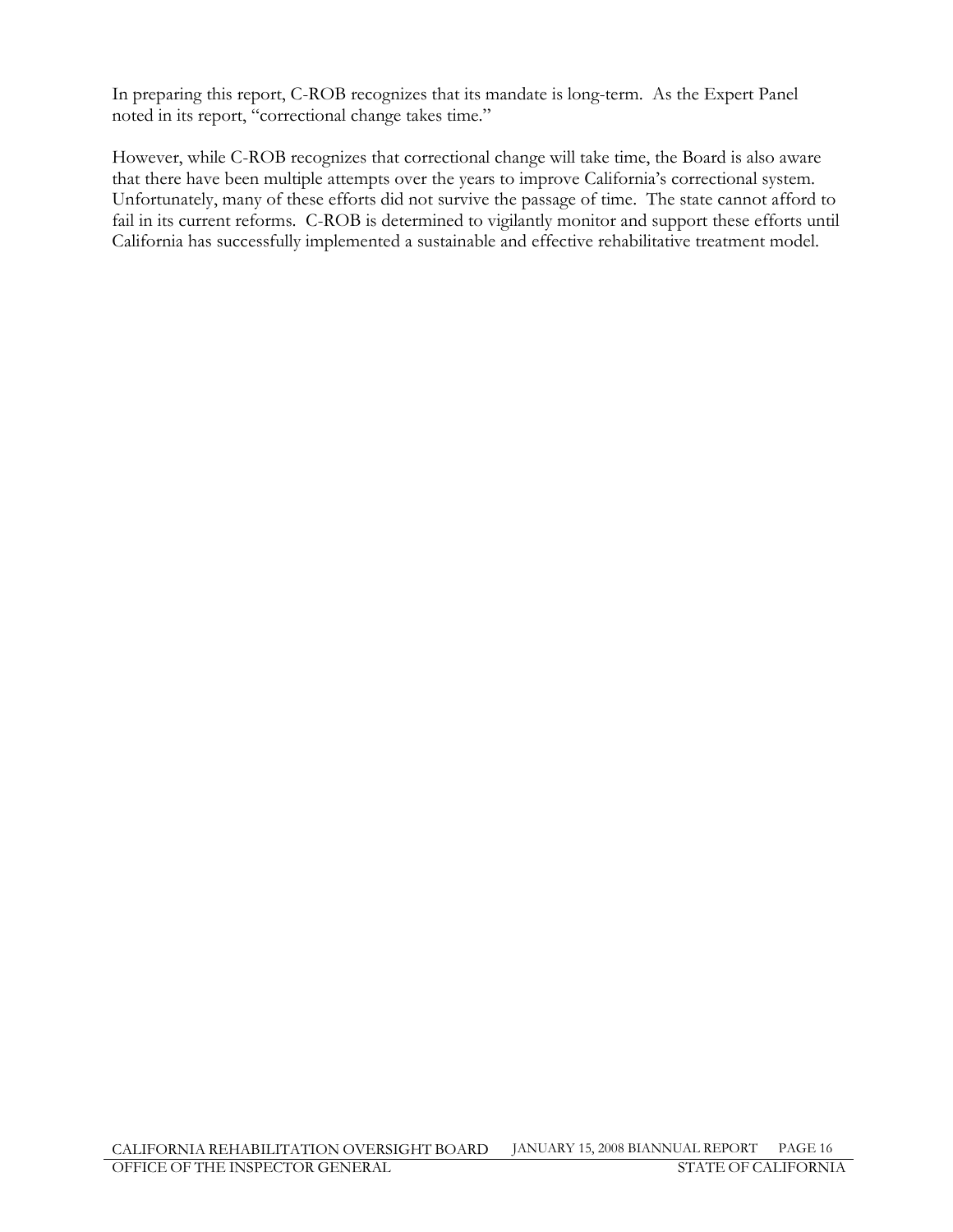In preparing this report, C-ROB recognizes that its mandate is long-term. As the Expert Panel noted in its report, "correctional change takes time."

However, while C-ROB recognizes that correctional change will take time, the Board is also aware that there have been multiple attempts over the years to improve California's correctional system. Unfortunately, many of these efforts did not survive the passage of time. The state cannot afford to fail in its current reforms. C-ROB is determined to vigilantly monitor and support these efforts until California has successfully implemented a sustainable and effective rehabilitative treatment model.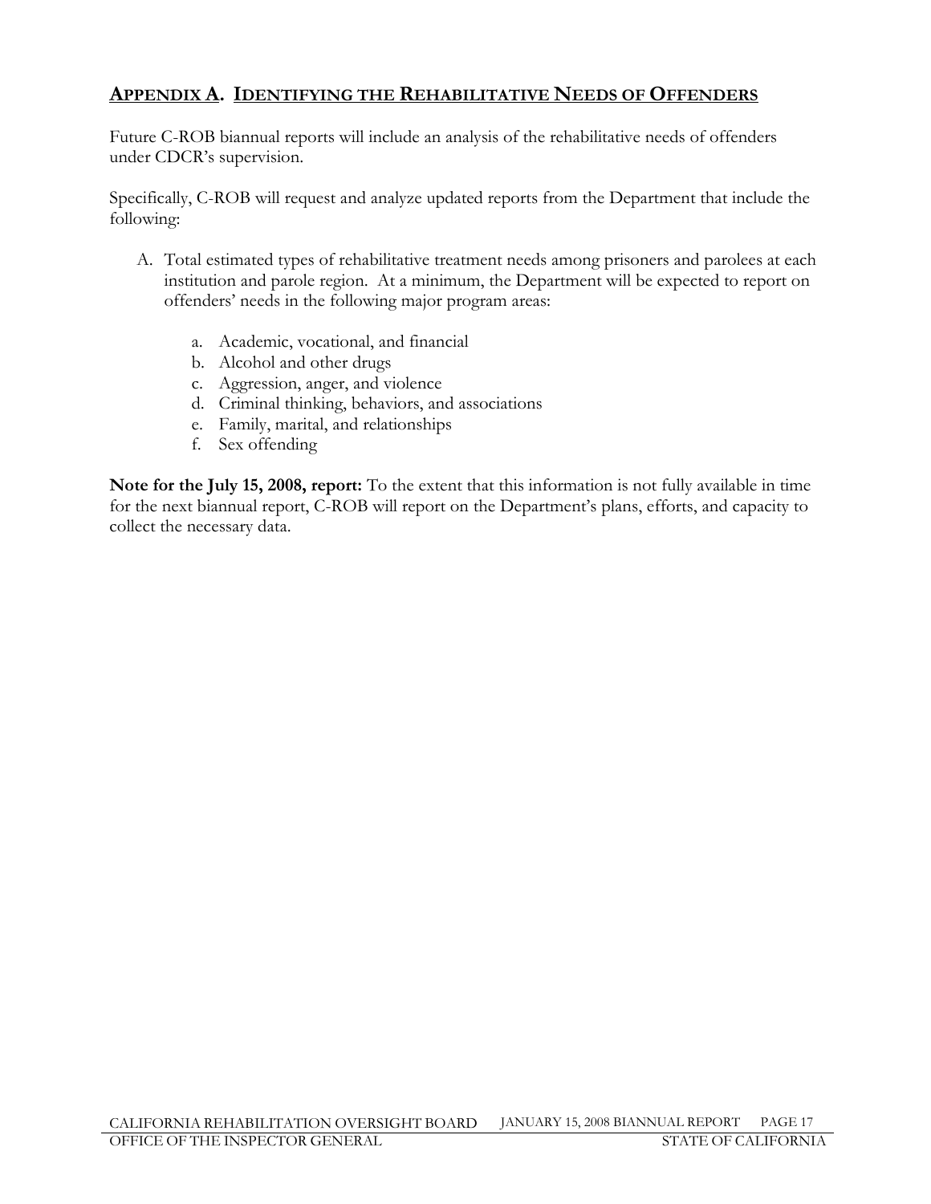## APPENDIX A. IDENTIFYING THE REHABILITATIVE NEEDS OF OFFENDERS

Future C-ROB biannual reports will include an analysis of the rehabilitative needs of offenders under CDCR's supervision.

Specifically, C-ROB will request and analyze updated reports from the Department that include the following:

A. Total estimated types of rehabilitative treatment needs among prisoners and parolees at each institution and parole region. At a minimum, the Department will be expected to report on offenders' needs in the following major program areas:

   a. Academic, vocational, and financial
   b. Alcohol and other drugs
   c. Aggression, anger, and violence
   d. Criminal thinking, behaviors, and associations
   e. Family, marital, and relationships
   f. Sex offending

**Note for the July 15, 2008, report:** To the extent that this information is not fully available in time for the next biannual report, C-ROB will report on the Department's plans, efforts, and capacity to collect the necessary data.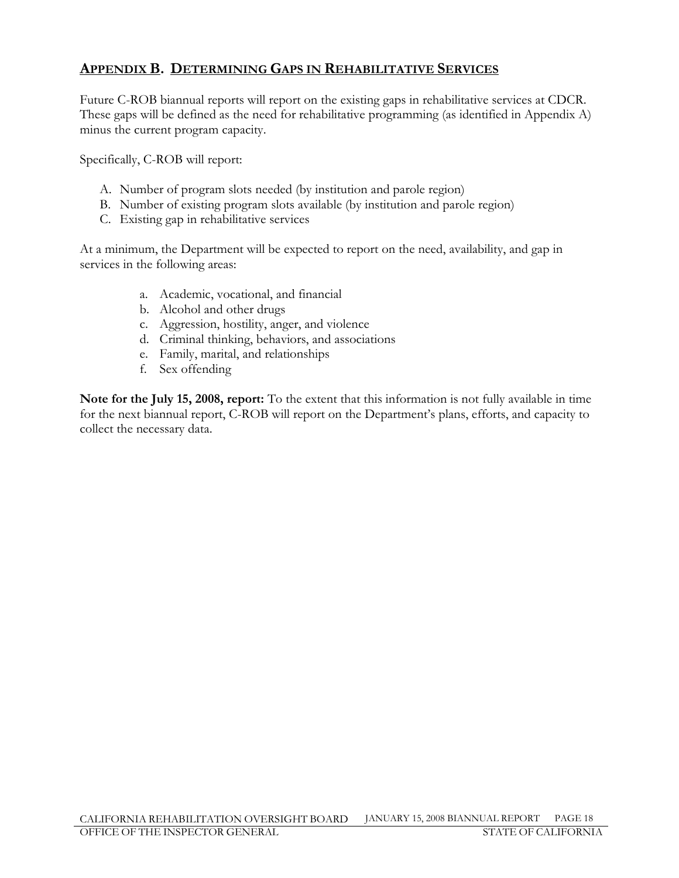## APPENDIX B. DETERMINING GAPS IN REHABILITATIVE SERVICES

Future C-ROB biannual reports will report on the existing gaps in rehabilitative services at CDCR. These gaps will be defined as the need for rehabilitative programming (as identified in Appendix A) minus the current program capacity.

Specifically, C-ROB will report:

A. Number of program slots needed (by institution and parole region)
B. Number of existing program slots available (by institution and parole region)
C. Existing gap in rehabilitative services

At a minimum, the Department will be expected to report on the need, availability, and gap in services in the following areas:

a. Academic, vocational, and financial
b. Alcohol and other drugs
c. Aggression, hostility, anger, and violence
d. Criminal thinking, behaviors, and associations
e. Family, marital, and relationships
f. Sex offending

**Note for the July 15, 2008, report:** To the extent that this information is not fully available in time for the next biannual report, C-ROB will report on the Department's plans, efforts, and capacity to collect the necessary data.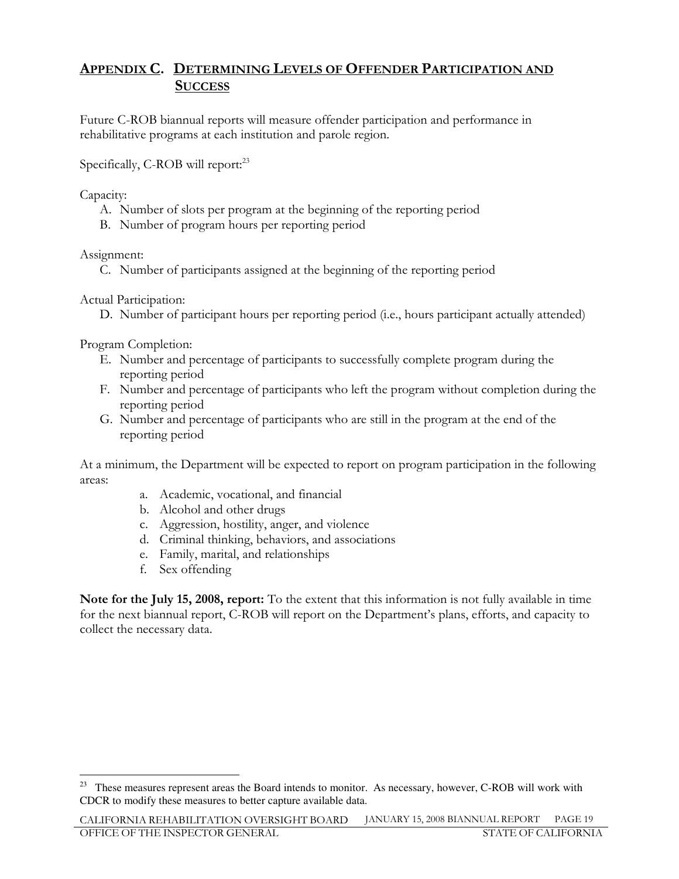## APPENDIX C. DETERMINING LEVELS OF OFFENDER PARTICIPATION AND SUCCESS

Future C-ROB biannual reports will measure offender participation and performance in rehabilitative programs at each institution and parole region.

Specifically, C-ROB will report:[23]

Capacity:

A. Number of slots per program at the beginning of the reporting period
B. Number of program hours per reporting period

Assignment:

C. Number of participants assigned at the beginning of the reporting period

Actual Participation:

D. Number of participant hours per reporting period (i.e., hours participant actually attended)

Program Completion:

E. Number and percentage of participants to successfully complete program during the reporting period
F. Number and percentage of participants who left the program without completion during the reporting period
G. Number and percentage of participants who are still in the program at the end of the reporting period

At a minimum, the Department will be expected to report on program participation in the following areas:

a. Academic, vocational, and financial
b. Alcohol and other drugs
c. Aggression, hostility, anger, and violence
d. Criminal thinking, behaviors, and associations
e. Family, marital, and relationships
f. Sex offending

**Note for the July 15, 2008, report:** To the extent that this information is not fully available in time for the next biannual report, C-ROB will report on the Department's plans, efforts, and capacity to collect the necessary data.

---

[23] These measures represent areas the Board intends to monitor. As necessary, however, C-ROB will work with CDCR to modify these measures to better capture available data.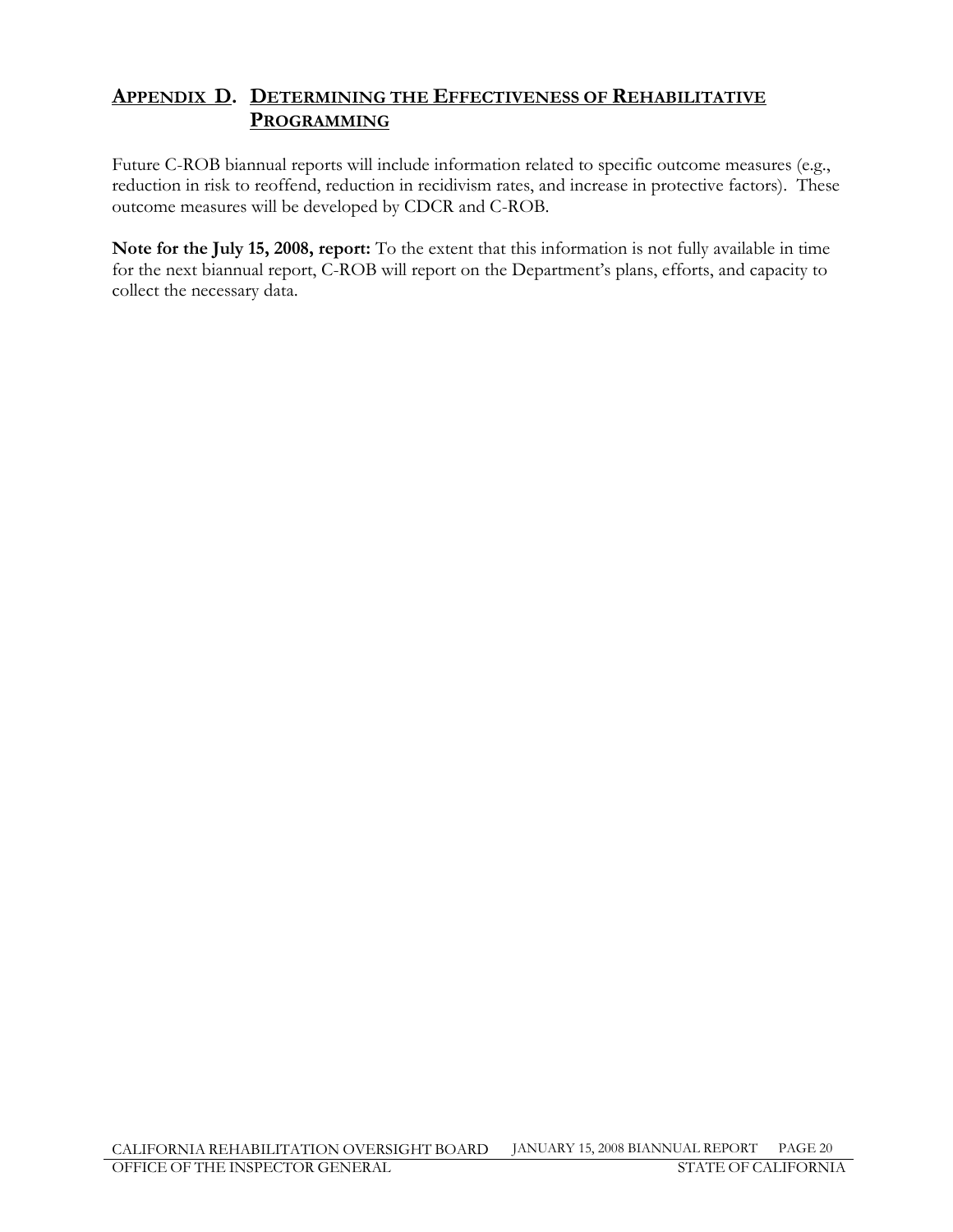## Appendix D. Determining the Effectiveness of Rehabilitative Programming

Future C-ROB biannual reports will include information related to specific outcome measures (e.g., reduction in risk to reoffend, reduction in recidivism rates, and increase in protective factors). These outcome measures will be developed by CDCR and C-ROB.

**Note for the July 15, 2008, report:** To the extent that this information is not fully available in time for the next biannual report, C-ROB will report on the Department's plans, efforts, and capacity to collect the necessary data.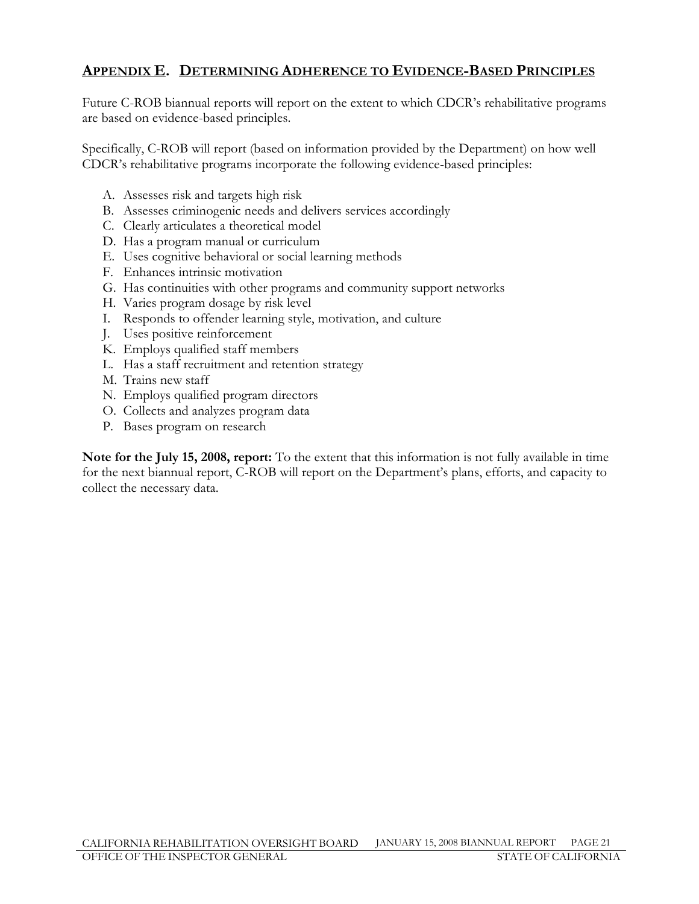## Appendix E. Determining Adherence to Evidence-Based Principles

Future C-ROB biannual reports will report on the extent to which CDCR's rehabilitative programs are based on evidence-based principles.

Specifically, C-ROB will report (based on information provided by the Department) on how well CDCR's rehabilitative programs incorporate the following evidence-based principles:

A. Assesses risk and targets high risk
B. Assesses criminogenic needs and delivers services accordingly
C. Clearly articulates a theoretical model
D. Has a program manual or curriculum
E. Uses cognitive behavioral or social learning methods
F. Enhances intrinsic motivation
G. Has continuities with other programs and community support networks
H. Varies program dosage by risk level
I. Responds to offender learning style, motivation, and culture
J. Uses positive reinforcement
K. Employs qualified staff members
L. Has a staff recruitment and retention strategy
M. Trains new staff
N. Employs qualified program directors
O. Collects and analyzes program data
P. Bases program on research

**Note for the July 15, 2008, report:** To the extent that this information is not fully available in time for the next biannual report, C-ROB will report on the Department's plans, efforts, and capacity to collect the necessary data.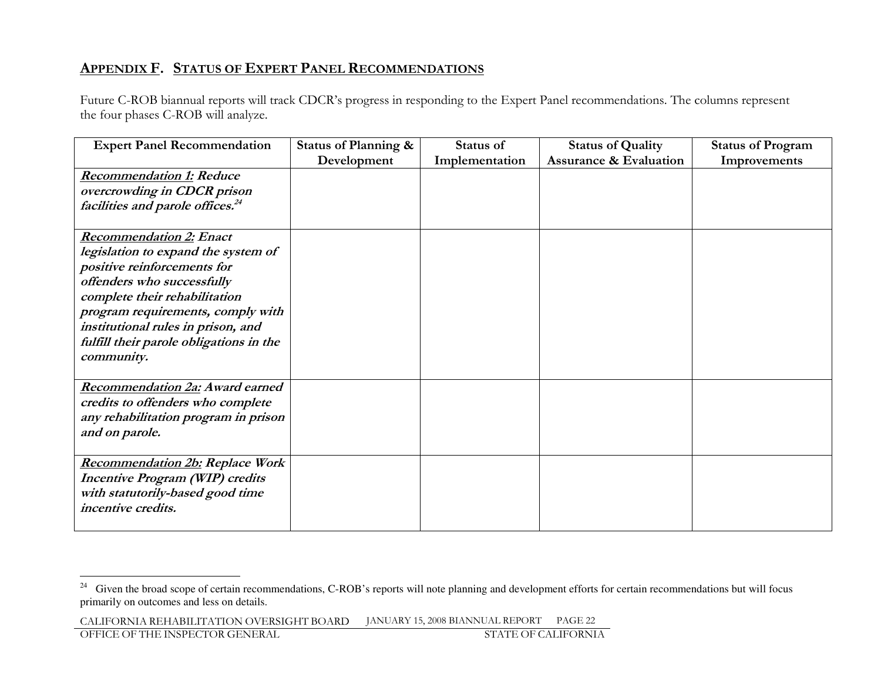## APPENDIX F. STATUS OF EXPERT PANEL RECOMMENDATIONS

Future C-ROB biannual reports will track CDCR's progress in responding to the Expert Panel recommendations. The columns represent the four phases C-ROB will analyze.

| Expert Panel Recommendation | Status of Planning & Development | Status of Implementation | Status of Quality Assurance & Evaluation | Status of Program Improvements |
|---|---|---|---|---|
| ***Recommendation 1:* Reduce overcrowding in CDCR prison facilities and parole offices.**[24] | | | | |
| ***Recommendation 2:* Enact legislation to expand the system of positive reinforcements for offenders who successfully complete their rehabilitation program requirements, comply with institutional rules in prison, and fulfill their parole obligations in the community.** | | | | |
| ***Recommendation 2a:* Award earned credits to offenders who complete any rehabilitation program in prison and on parole.** | | | | |
| ***Recommendation 2b:* Replace Work Incentive Program (WIP) credits with statutorily-based good time incentive credits.** | | | | |

[24] Given the broad scope of certain recommendations, C-ROB's reports will note planning and development efforts for certain recommendations but will focus primarily on outcomes and less on details.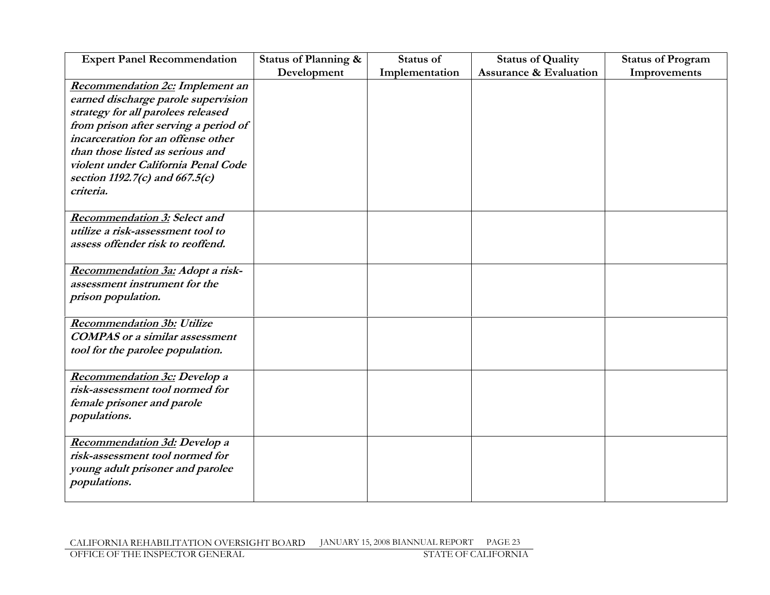| Expert Panel Recommendation | Status of Planning & Development | Status of Implementation | Status of Quality Assurance & Evaluation | Status of Program Improvements |
|---|---|---|---|---|
| ***<u>Recommendation 2c:</u> Implement an earned discharge parole supervision strategy for all parolees released from prison after serving a period of incarceration for an offense other than those listed as serious and violent under California Penal Code section 1192.7(c) and 667.5(c) criteria.*** | | | | |
| ***<u>Recommendation 3:</u> Select and utilize a risk-assessment tool to assess offender risk to reoffend.*** | | | | |
| ***<u>Recommendation 3a:</u> Adopt a risk-assessment instrument for the prison population.*** | | | | |
| ***<u>Recommendation 3b:</u> Utilize COMPAS or a similar assessment tool for the parolee population.*** | | | | |
| ***<u>Recommendation 3c:</u> Develop a risk-assessment tool normed for female prisoner and parole populations.*** | | | | |
| ***<u>Recommendation 3d:</u> Develop a risk-assessment tool normed for young adult prisoner and parolee populations.*** | | | | |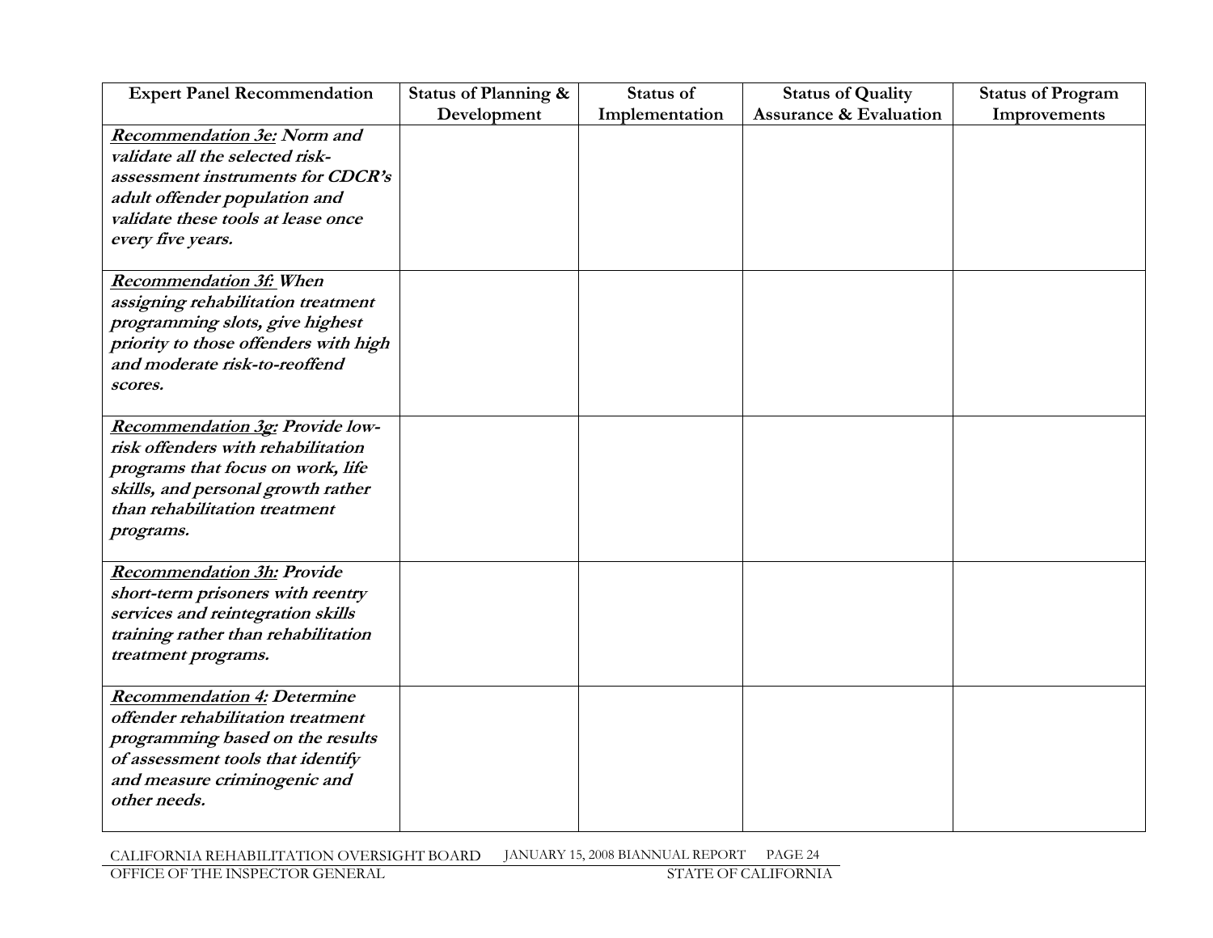| Expert Panel Recommendation | Status of Planning & Development | Status of Implementation | Status of Quality Assurance & Evaluation | Status of Program Improvements |
|---|---|---|---|---|
| ***Recommendation 3e:* Norm and validate all the selected risk-assessment instruments for CDCR's adult offender population and validate these tools at lease once every five years.** | | | | |
| ***Recommendation 3f:* When assigning rehabilitation treatment programming slots, give highest priority to those offenders with high and moderate risk-to-reoffend scores.** | | | | |
| ***Recommendation 3g:* Provide low-risk offenders with rehabilitation programs that focus on work, life skills, and personal growth rather than rehabilitation treatment programs.** | | | | |
| ***Recommendation 3h:* Provide short-term prisoners with reentry services and reintegration skills training rather than rehabilitation treatment programs.** | | | | |
| ***Recommendation 4:* Determine offender rehabilitation treatment programming based on the results of assessment tools that identify and measure criminogenic and other needs.** | | | | |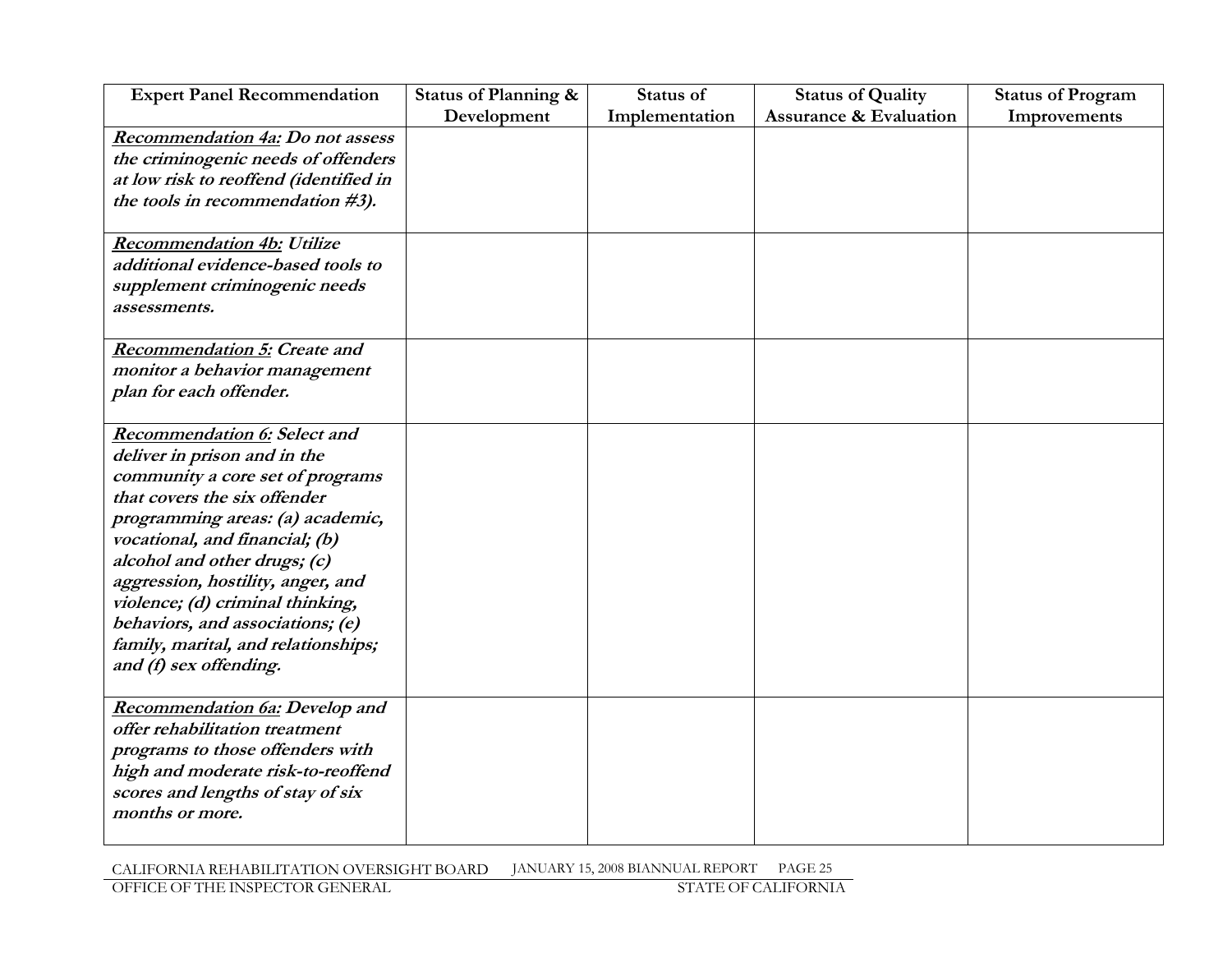| Expert Panel Recommendation | Status of Planning & Development | Status of Implementation | Status of Quality Assurance & Evaluation | Status of Program Improvements |
|---|---|---|---|---|
| ***__Recommendation 4a:__ Do not assess the criminogenic needs of offenders at low risk to reoffend (identified in the tools in recommendation #3).*** | | | | |
| ***__Recommendation 4b:__ Utilize additional evidence-based tools to supplement criminogenic needs assessments.*** | | | | |
| ***__Recommendation 5:__ Create and monitor a behavior management plan for each offender.*** | | | | |
| ***__Recommendation 6:__ Select and deliver in prison and in the community a core set of programs that covers the six offender programming areas: (a) academic, vocational, and financial; (b) alcohol and other drugs; (c) aggression, hostility, anger, and violence; (d) criminal thinking, behaviors, and associations; (e) family, marital, and relationships; and (f) sex offending.*** | | | | |
| ***__Recommendation 6a:__ Develop and offer rehabilitation treatment programs to those offenders with high and moderate risk-to-reoffend scores and lengths of stay of six months or more.*** | | | | |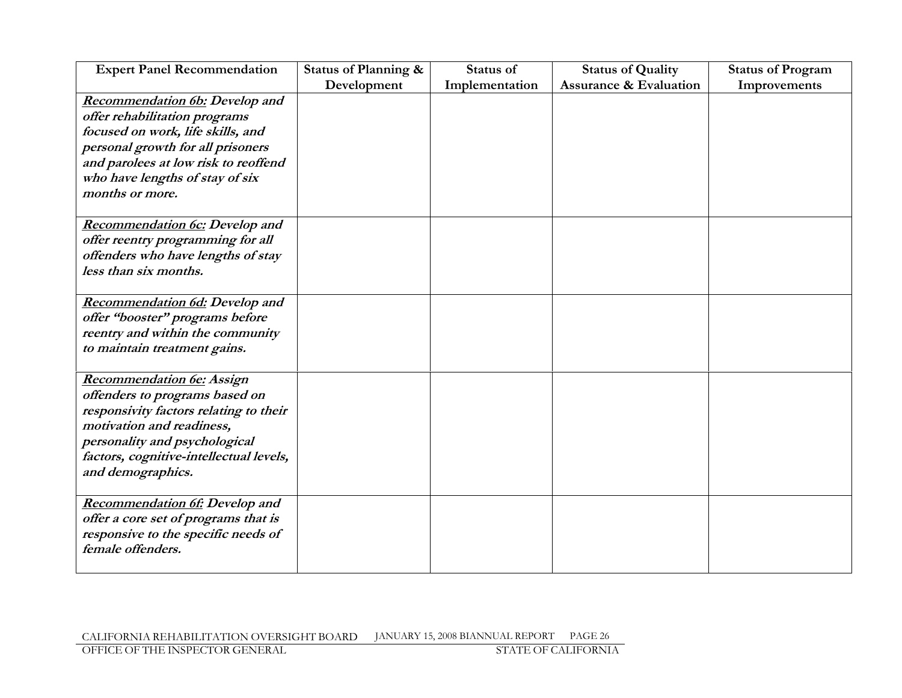| Expert Panel Recommendation | Status of Planning & Development | Status of Implementation | Status of Quality Assurance & Evaluation | Status of Program Improvements |
|---|---|---|---|---|
| ***Recommendation 6b:* Develop and offer rehabilitation programs focused on work, life skills, and personal growth for all prisoners and parolees at low risk to reoffend who have lengths of stay of six months or more.** | | | | |
| ***Recommendation 6c:* Develop and offer reentry programming for all offenders who have lengths of stay less than six months.** | | | | |
| ***Recommendation 6d:* Develop and offer "booster" programs before reentry and within the community to maintain treatment gains.** | | | | |
| ***Recommendation 6e:* Assign offenders to programs based on responsivity factors relating to their motivation and readiness, personality and psychological factors, cognitive-intellectual levels, and demographics.** | | | | |
| ***Recommendation 6f:* Develop and offer a core set of programs that is responsive to the specific needs of female offenders.** | | | | |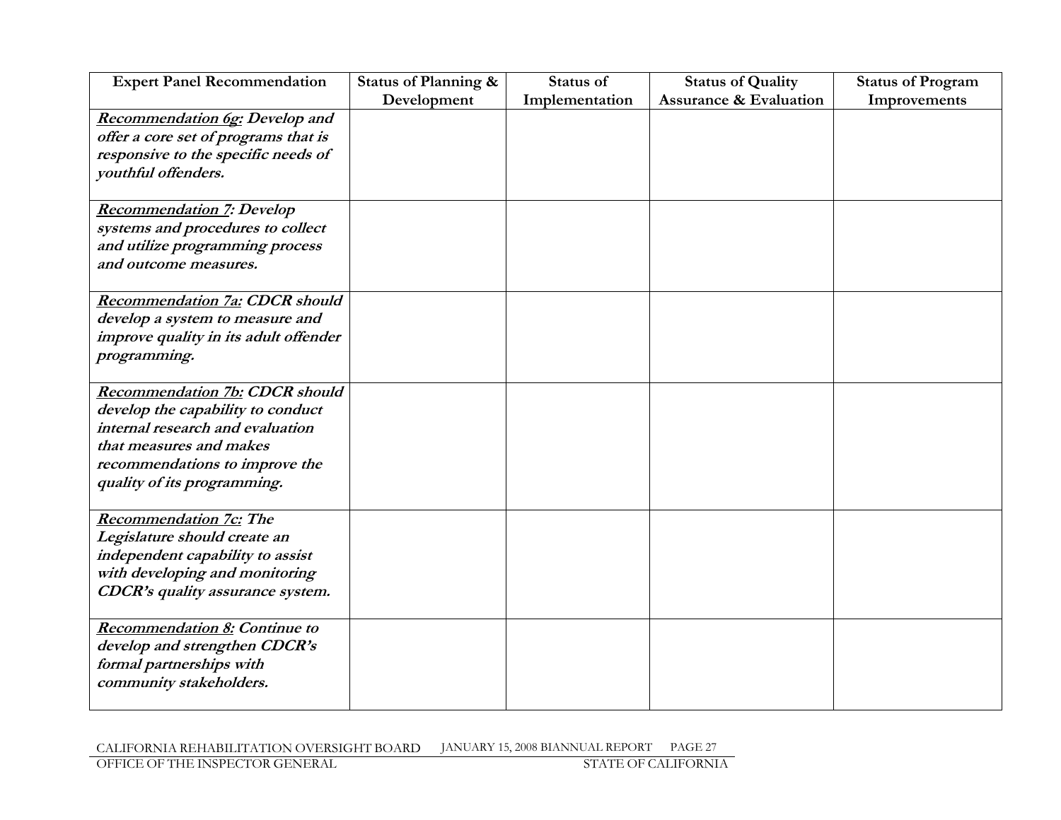| Expert Panel Recommendation | Status of Planning & Development | Status of Implementation | Status of Quality Assurance & Evaluation | Status of Program Improvements |
|---|---|---|---|---|
| ***<u>Recommendation 6g:</u> Develop and offer a core set of programs that is responsive to the specific needs of youthful offenders.*** | | | | |
| ***<u>Recommendation 7:</u> Develop systems and procedures to collect and utilize programming process and outcome measures.*** | | | | |
| ***<u>Recommendation 7a:</u> CDCR should develop a system to measure and improve quality in its adult offender programming.*** | | | | |
| ***<u>Recommendation 7b:</u> CDCR should develop the capability to conduct internal research and evaluation that measures and makes recommendations to improve the quality of its programming.*** | | | | |
| ***<u>Recommendation 7c:</u> The Legislature should create an independent capability to assist with developing and monitoring CDCR's quality assurance system.*** | | | | |
| ***<u>Recommendation 8:</u> Continue to develop and strengthen CDCR's formal partnerships with community stakeholders.*** | | | | |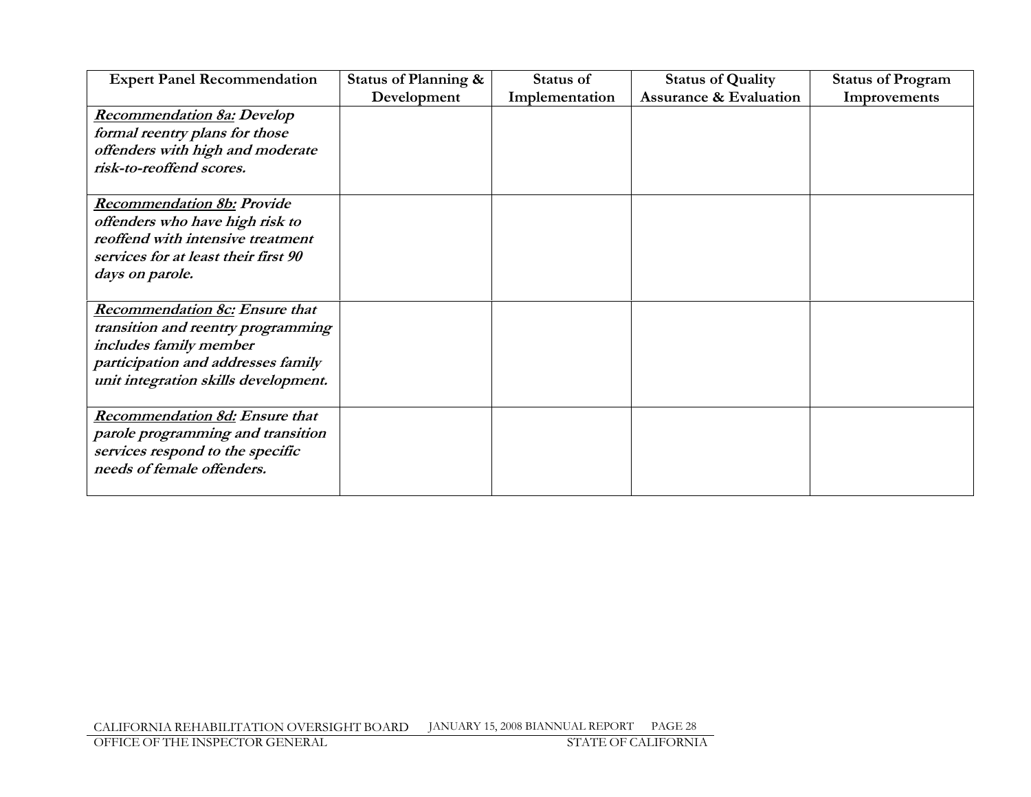| Expert Panel Recommendation | Status of Planning & Development | Status of Implementation | Status of Quality Assurance & Evaluation | Status of Program Improvements |
|---|---|---|---|---|
| ***Recommendation 8a:* Develop formal reentry plans for those offenders with high and moderate risk-to-reoffend scores.** | | | | |
| ***Recommendation 8b:* Provide offenders who have high risk to reoffend with intensive treatment services for at least their first 90 days on parole.** | | | | |
| ***Recommendation 8c:* Ensure that transition and reentry programming includes family member participation and addresses family unit integration skills development.** | | | | |
| ***Recommendation 8d:* Ensure that parole programming and transition services respond to the specific needs of female offenders.** | | | | |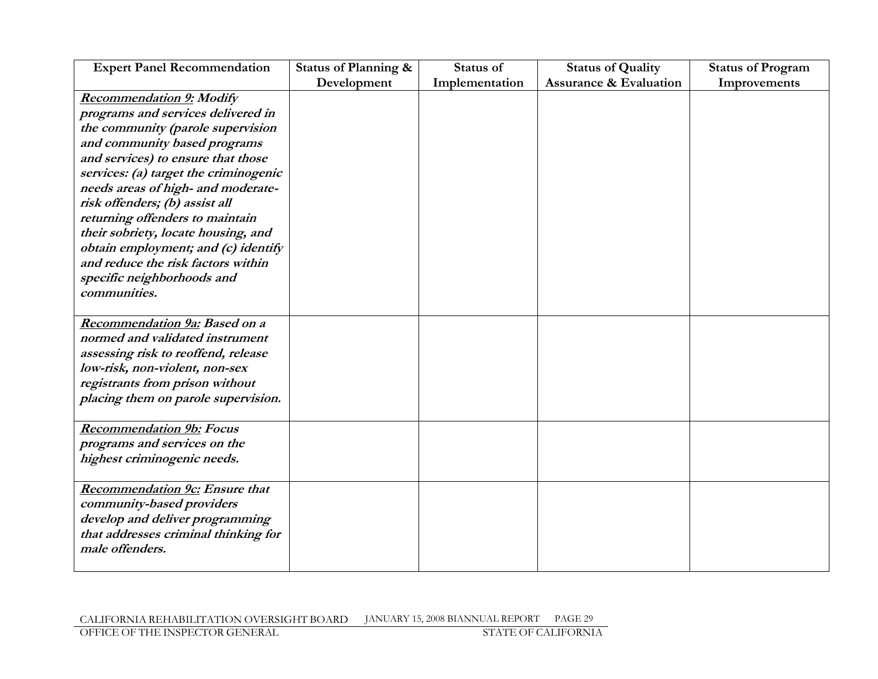| Expert Panel Recommendation | Status of Planning & Development | Status of Implementation | Status of Quality Assurance & Evaluation | Status of Program Improvements |
|---|---|---|---|---|
| ***<u>Recommendation 9:</u> Modify programs and services delivered in the community (parole supervision and community based programs and services) to ensure that those services: (a) target the criminogenic needs areas of high- and moderate-risk offenders; (b) assist all returning offenders to maintain their sobriety, locate housing, and obtain employment; and (c) identify and reduce the risk factors within specific neighborhoods and communities.*** | | | | |
| ***<u>Recommendation 9a:</u> Based on a normed and validated instrument assessing risk to reoffend, release low-risk, non-violent, non-sex registrants from prison without placing them on parole supervision.*** | | | | |
| ***<u>Recommendation 9b:</u> Focus programs and services on the highest criminogenic needs.*** | | | | |
| ***<u>Recommendation 9c:</u> Ensure that community-based providers develop and deliver programming that addresses criminal thinking for male offenders.*** | | | | |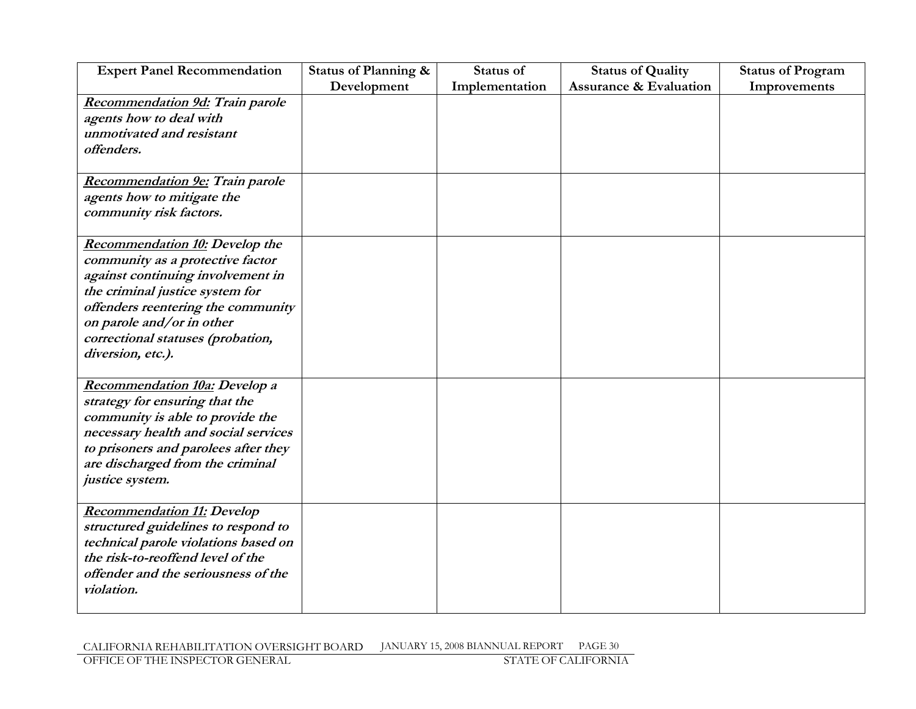| Expert Panel Recommendation | Status of Planning & Development | Status of Implementation | Status of Quality Assurance & Evaluation | Status of Program Improvements |
|---|---|---|---|---|
| ***Recommendation 9d:* Train parole agents how to deal with unmotivated and resistant offenders.** | | | | |
| ***Recommendation 9e:* Train parole agents how to mitigate the community risk factors.** | | | | |
| ***Recommendation 10:* Develop the community as a protective factor against continuing involvement in the criminal justice system for offenders reentering the community on parole and/or in other correctional statuses (probation, diversion, etc.).** | | | | |
| ***Recommendation 10a:* Develop a strategy for ensuring that the community is able to provide the necessary health and social services to prisoners and parolees after they are discharged from the criminal justice system.** | | | | |
| ***Recommendation 11:* Develop structured guidelines to respond to technical parole violations based on the risk-to-reoffend level of the offender and the seriousness of the violation.** | | | | |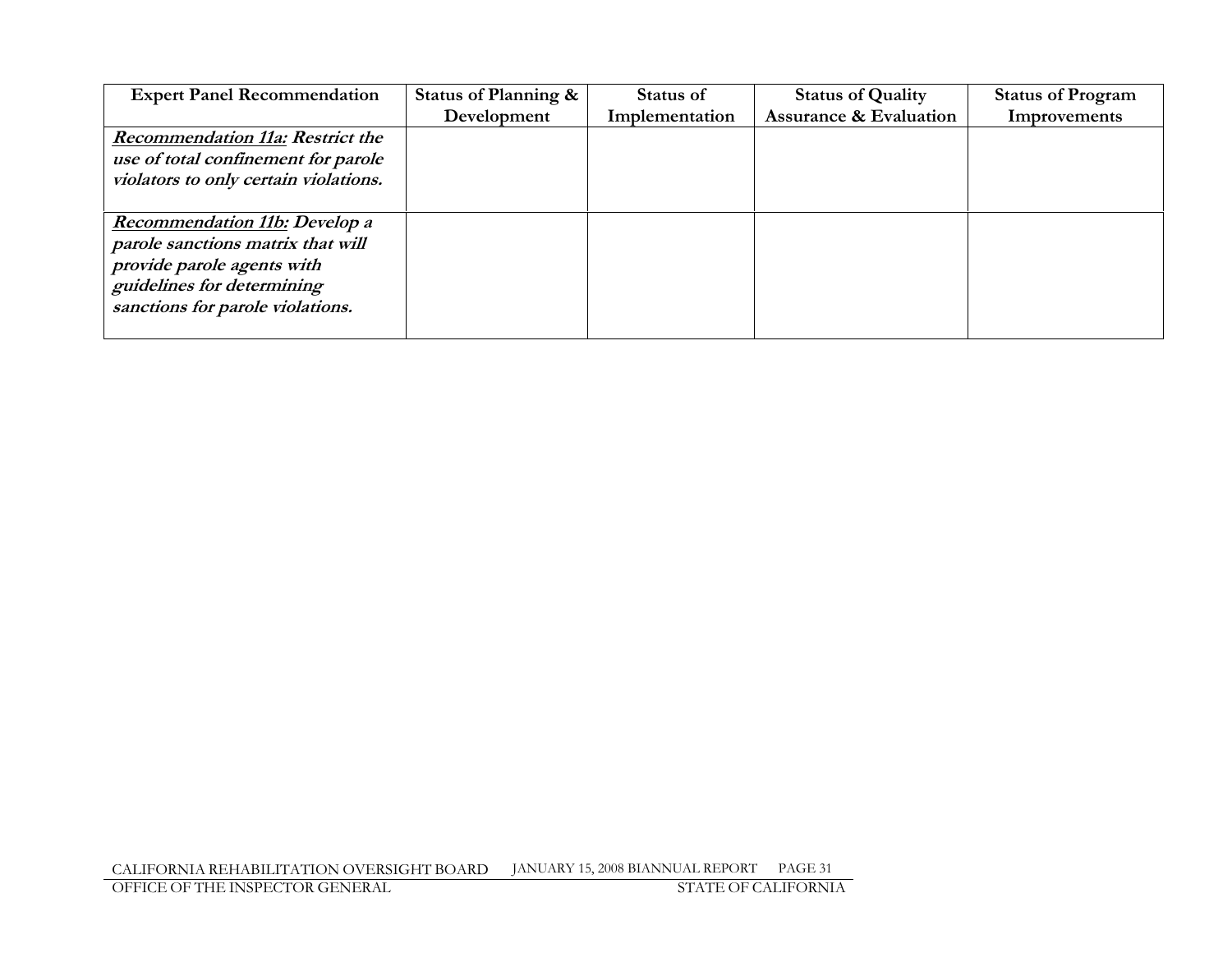| Expert Panel Recommendation | Status of Planning & Development | Status of Implementation | Status of Quality Assurance & Evaluation | Status of Program Improvements |
|---|---|---|---|---|
| ***Recommendation 11a:* Restrict the use of total confinement for parole violators to only certain violations.** | | | | |
| ***Recommendation 11b:* Develop a parole sanctions matrix that will provide parole agents with guidelines for determining sanctions for parole violations.** | | | | |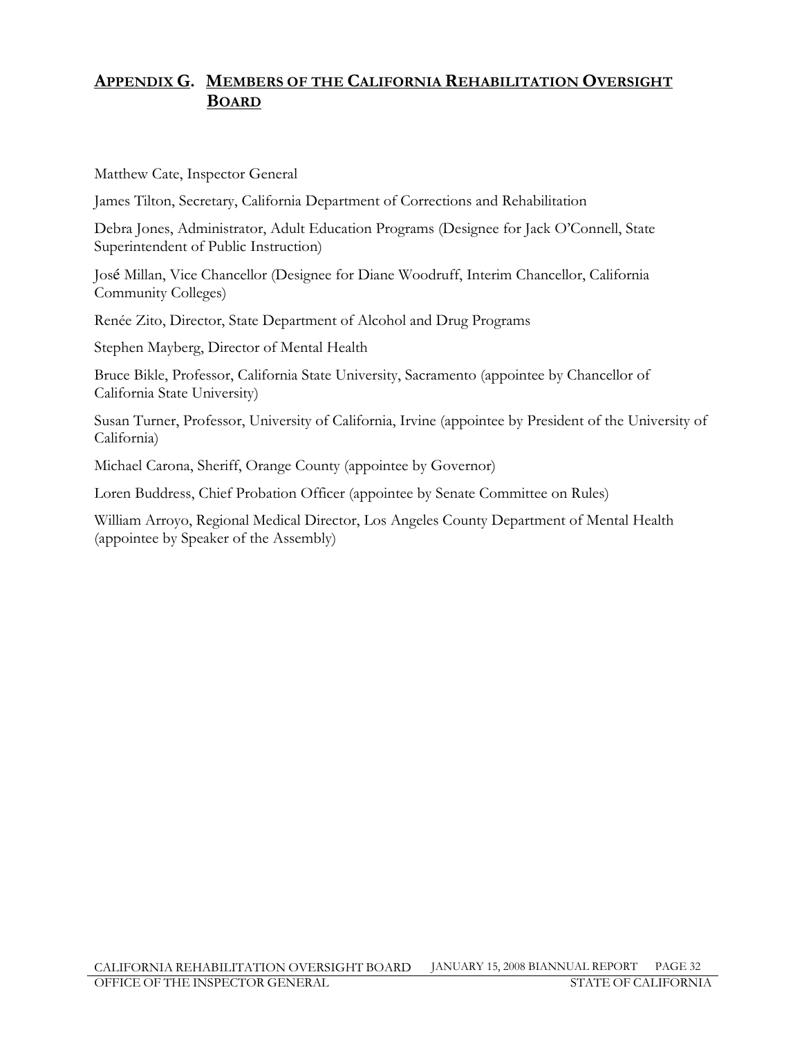## Appendix G. Members of the California Rehabilitation Oversight Board

Matthew Cate, Inspector General

James Tilton, Secretary, California Department of Corrections and Rehabilitation

Debra Jones, Administrator, Adult Education Programs (Designee for Jack O'Connell, State Superintendent of Public Instruction)

José Millan, Vice Chancellor (Designee for Diane Woodruff, Interim Chancellor, California Community Colleges)

Renée Zito, Director, State Department of Alcohol and Drug Programs

Stephen Mayberg, Director of Mental Health

Bruce Bikle, Professor, California State University, Sacramento (appointee by Chancellor of California State University)

Susan Turner, Professor, University of California, Irvine (appointee by President of the University of California)

Michael Carona, Sheriff, Orange County (appointee by Governor)

Loren Buddress, Chief Probation Officer (appointee by Senate Committee on Rules)

William Arroyo, Regional Medical Director, Los Angeles County Department of Mental Health (appointee by Speaker of the Assembly)